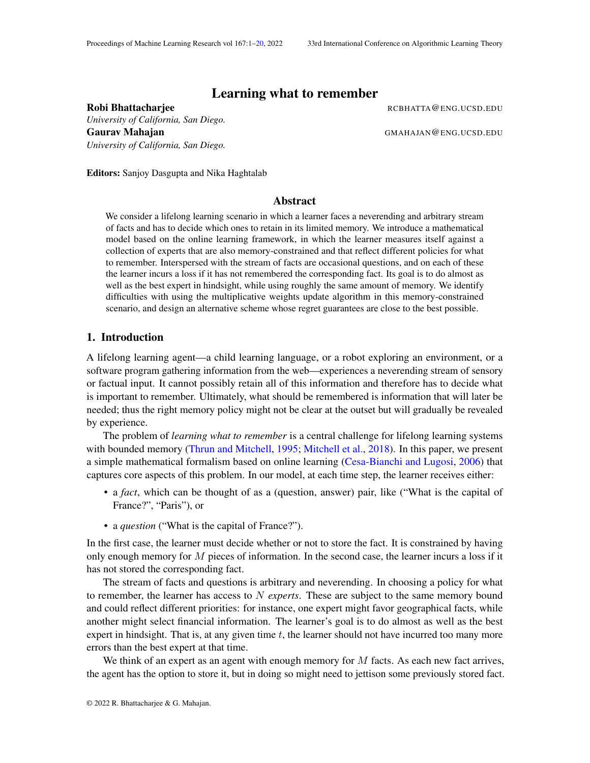# Learning what to remember

**Robi Bhattacharjee** RCBHATTA@ENG.UCSD.EDU
*University of California, San Diego.*

**Gaurav Mahajan** GMAHAJAN@ENG.UCSD.EDU
*University of California, San Diego.*

**Editors:** Sanjoy Dasgupta and Nika Haghtalab

## Abstract

We consider a lifelong learning scenario in which a learner faces a neverending and arbitrary stream of facts and has to decide which ones to retain in its limited memory. We introduce a mathematical model based on the online learning framework, in which the learner measures itself against a collection of experts that are also memory-constrained and that reflect different policies for what to remember. Interspersed with the stream of facts are occasional questions, and on each of these the learner incurs a loss if it has not remembered the corresponding fact. Its goal is to do almost as well as the best expert in hindsight, while using roughly the same amount of memory. We identify difficulties with using the multiplicative weights update algorithm in this memory-constrained scenario, and design an alternative scheme whose regret guarantees are close to the best possible.

## 1. Introduction

A lifelong learning agent—a child learning language, or a robot exploring an environment, or a software program gathering information from the web—experiences a neverending stream of sensory or factual input. It cannot possibly retain all of this information and therefore has to decide what is important to remember. Ultimately, what should be remembered is information that will later be needed; thus the right memory policy might not be clear at the outset but will gradually be revealed by experience.

The problem of *learning what to remember* is a central challenge for lifelong learning systems with bounded memory (Thrun and Mitchell, 1995; Mitchell et al., 2018). In this paper, we present a simple mathematical formalism based on online learning (Cesa-Bianchi and Lugosi, 2006) that captures core aspects of this problem. In our model, at each time step, the learner receives either:

- a *fact*, which can be thought of as a (question, answer) pair, like ("What is the capital of France?", "Paris"), or
- a *question* ("What is the capital of France?").

In the first case, the learner must decide whether or not to store the fact. It is constrained by having only enough memory for $M$ pieces of information. In the second case, the learner incurs a loss if it has not stored the corresponding fact.

The stream of facts and questions is arbitrary and neverending. In choosing a policy for what to remember, the learner has access to $N$ *experts*. These are subject to the same memory bound and could reflect different priorities: for instance, one expert might favor geographical facts, while another might select financial information. The learner's goal is to do almost as well as the best expert in hindsight. That is, at any given time $t$, the learner should not have incurred too many more errors than the best expert at that time.

We think of an expert as an agent with enough memory for $M$ facts. As each new fact arrives, the agent has the option to store it, but in doing so might need to jettison some previously stored fact.

© 2022 R. Bhattacharjee & G. Mahajan.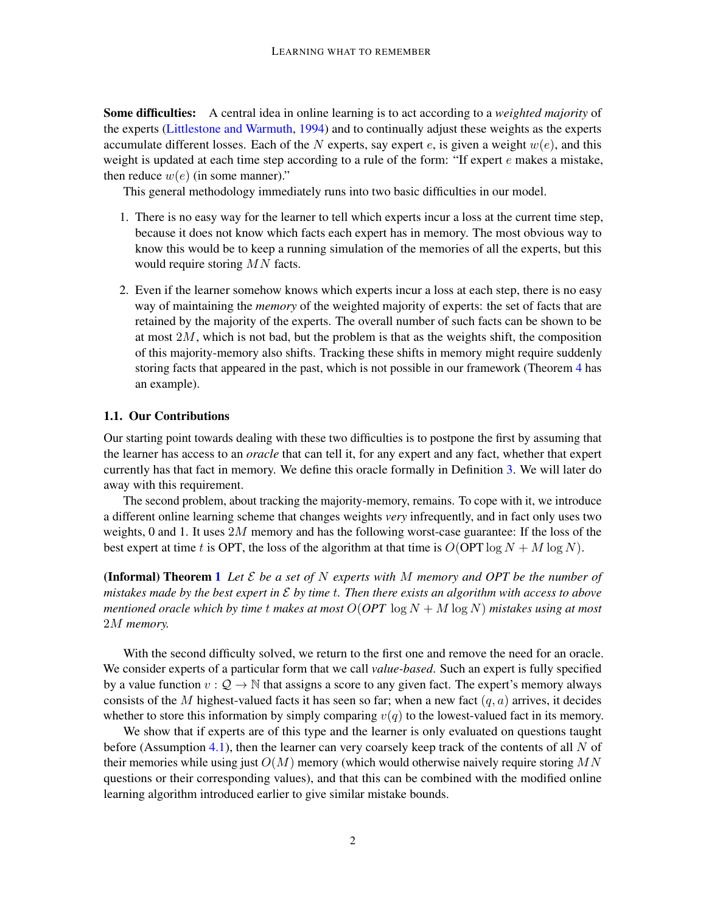**Some difficulties:** A central idea in online learning is to act according to a *weighted majority* of the experts (Littlestone and Warmuth, 1994) and to continually adjust these weights as the experts accumulate different losses. Each of the $N$ experts, say expert $e$, is given a weight $w(e)$, and this weight is updated at each time step according to a rule of the form: "If expert $e$ makes a mistake, then reduce $w(e)$ (in some manner)."

This general methodology immediately runs into two basic difficulties in our model.

1. There is no easy way for the learner to tell which experts incur a loss at the current time step, because it does not know which facts each expert has in memory. The most obvious way to know this would be to keep a running simulation of the memories of all the experts, but this would require storing $MN$ facts.
2. Even if the learner somehow knows which experts incur a loss at each step, there is no easy way of maintaining the *memory* of the weighted majority of experts: the set of facts that are retained by the majority of the experts. The overall number of such facts can be shown to be at most $2M$, which is not bad, but the problem is that as the weights shift, the composition of this majority-memory also shifts. Tracking these shifts in memory might require suddenly storing facts that appeared in the past, which is not possible in our framework (Theorem 4 has an example).

### 1.1. Our Contributions

Our starting point towards dealing with these two difficulties is to postpone the first by assuming that the learner has access to an *oracle* that can tell it, for any expert and any fact, whether that expert currently has that fact in memory. We define this oracle formally in Definition 3. We will later do away with this requirement.

The second problem, about tracking the majority-memory, remains. To cope with it, we introduce a different online learning scheme that changes weights *very* infrequently, and in fact only uses two weights, 0 and 1. It uses $2M$ memory and has the following worst-case guarantee: If the loss of the best expert at time $t$ is OPT, the loss of the algorithm at that time is $O(\text{OPT} \log N + M \log N)$.

**(Informal) Theorem 1** *Let $\mathcal{E}$ be a set of $N$ experts with $M$ memory and OPT be the number of mistakes made by the best expert in $\mathcal{E}$ by time $t$. Then there exists an algorithm with access to above mentioned oracle which by time $t$ makes at most $O(OPT \log N + M \log N)$ mistakes using at most $2M$ memory.*

With the second difficulty solved, we return to the first one and remove the need for an oracle. We consider experts of a particular form that we call *value-based*. Such an expert is fully specified by a value function $v : \mathcal{Q} \to \mathbb{N}$ that assigns a score to any given fact. The expert's memory always consists of the $M$ highest-valued facts it has seen so far; when a new fact $(q, a)$ arrives, it decides whether to store this information by simply comparing $v(q)$ to the lowest-valued fact in its memory.

We show that if experts are of this type and the learner is only evaluated on questions taught before (Assumption 4.1), then the learner can very coarsely keep track of the contents of all $N$ of their memories while using just $O(M)$ memory (which would otherwise naively require storing $MN$ questions or their corresponding values), and that this can be combined with the modified online learning algorithm introduced earlier to give similar mistake bounds.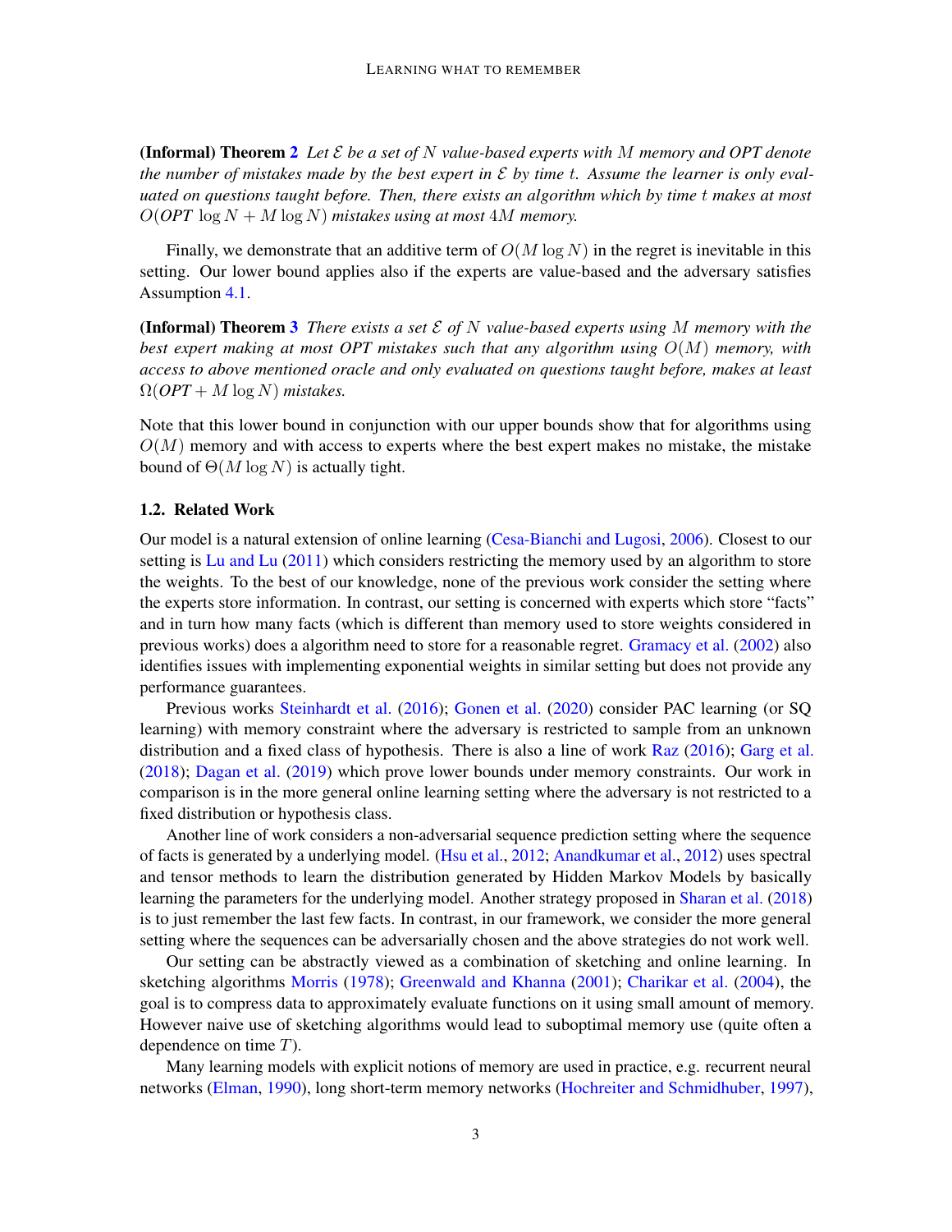**(Informal) Theorem 2** *Let $\mathcal{E}$ be a set of $N$ value-based experts with $M$ memory and OPT denote the number of mistakes made by the best expert in $\mathcal{E}$ by time $t$. Assume the learner is only evaluated on questions taught before. Then, there exists an algorithm which by time $t$ makes at most $O(\mathit{OPT}\ \log N + M \log N)$ mistakes using at most $4M$ memory.*

Finally, we demonstrate that an additive term of $O(M \log N)$ in the regret is inevitable in this setting. Our lower bound applies also if the experts are value-based and the adversary satisfies Assumption 4.1.

**(Informal) Theorem 3** *There exists a set $\mathcal{E}$ of $N$ value-based experts using $M$ memory with the best expert making at most OPT mistakes such that any algorithm using $O(M)$ memory, with access to above mentioned oracle and only evaluated on questions taught before, makes at least $\Omega(\mathit{OPT} + M \log N)$ mistakes.*

Note that this lower bound in conjunction with our upper bounds show that for algorithms using $O(M)$ memory and with access to experts where the best expert makes no mistake, the mistake bound of $\Theta(M \log N)$ is actually tight.

### 1.2. Related Work

Our model is a natural extension of online learning (Cesa-Bianchi and Lugosi, 2006). Closest to our setting is Lu and Lu (2011) which considers restricting the memory used by an algorithm to store the weights. To the best of our knowledge, none of the previous work consider the setting where the experts store information. In contrast, our setting is concerned with experts which store "facts" and in turn how many facts (which is different than memory used to store weights considered in previous works) does a algorithm need to store for a reasonable regret. Gramacy et al. (2002) also identifies issues with implementing exponential weights in similar setting but does not provide any performance guarantees.

Previous works Steinhardt et al. (2016); Gonen et al. (2020) consider PAC learning (or SQ learning) with memory constraint where the adversary is restricted to sample from an unknown distribution and a fixed class of hypothesis. There is also a line of work Raz (2016); Garg et al. (2018); Dagan et al. (2019) which prove lower bounds under memory constraints. Our work in comparison is in the more general online learning setting where the adversary is not restricted to a fixed distribution or hypothesis class.

Another line of work considers a non-adversarial sequence prediction setting where the sequence of facts is generated by a underlying model. (Hsu et al., 2012; Anandkumar et al., 2012) uses spectral and tensor methods to learn the distribution generated by Hidden Markov Models by basically learning the parameters for the underlying model. Another strategy proposed in Sharan et al. (2018) is to just remember the last few facts. In contrast, in our framework, we consider the more general setting where the sequences can be adversarially chosen and the above strategies do not work well.

Our setting can be abstractly viewed as a combination of sketching and online learning. In sketching algorithms Morris (1978); Greenwald and Khanna (2001); Charikar et al. (2004), the goal is to compress data to approximately evaluate functions on it using small amount of memory. However naive use of sketching algorithms would lead to suboptimal memory use (quite often a dependence on time $T$).

Many learning models with explicit notions of memory are used in practice, e.g. recurrent neural networks (Elman, 1990), long short-term memory networks (Hochreiter and Schmidhuber, 1997),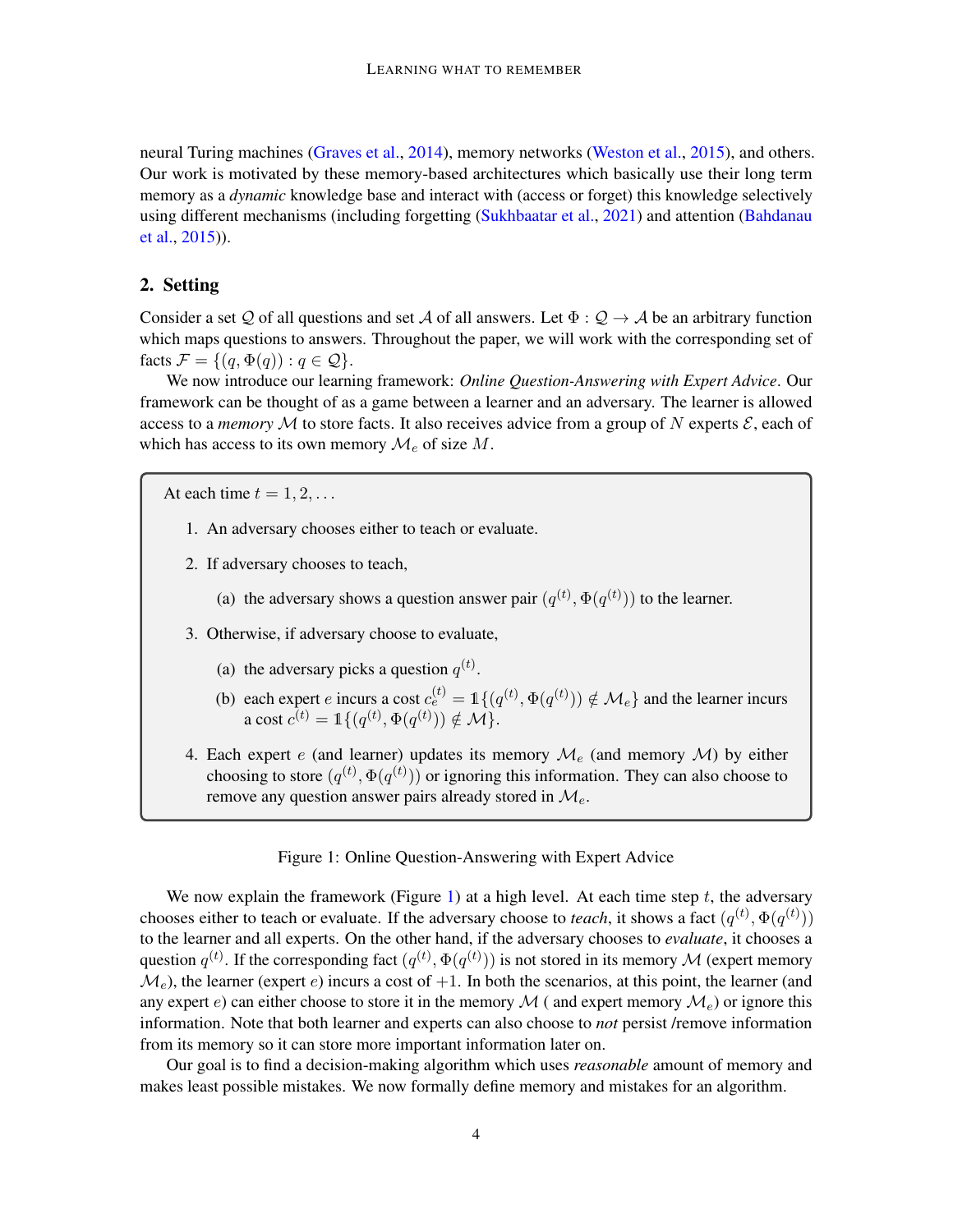neural Turing machines (Graves et al., 2014), memory networks (Weston et al., 2015), and others. Our work is motivated by these memory-based architectures which basically use their long term memory as a *dynamic* knowledge base and interact with (access or forget) this knowledge selectively using different mechanisms (including forgetting (Sukhbaatar et al., 2021) and attention (Bahdanau et al., 2015)).

## 2. Setting

Consider a set $\mathcal{Q}$ of all questions and set $\mathcal{A}$ of all answers. Let $\Phi : \mathcal{Q} \to \mathcal{A}$ be an arbitrary function which maps questions to answers. Throughout the paper, we will work with the corresponding set of facts $\mathcal{F} = \{(q, \Phi(q)) : q \in \mathcal{Q}\}$.

We now introduce our learning framework: *Online Question-Answering with Expert Advice*. Our framework can be thought of as a game between a learner and an adversary. The learner is allowed access to a *memory* $\mathcal{M}$ to store facts. It also receives advice from a group of $N$ experts $\mathcal{E}$, each of which has access to its own memory $\mathcal{M}_e$ of size $M$.

> At each time $t = 1, 2, \ldots$
>
> 1. An adversary chooses either to teach or evaluate.
> 2. If adversary chooses to teach,
>    (a) the adversary shows a question answer pair $(q^{(t)}, \Phi(q^{(t)}))$ to the learner.
> 3. Otherwise, if adversary choose to evaluate,
>    (a) the adversary picks a question $q^{(t)}$.
>    (b) each expert $e$ incurs a cost $c_e^{(t)} = \mathbb{1}\{(q^{(t)}, \Phi(q^{(t)})) \notin \mathcal{M}_e\}$ and the learner incurs a cost $c^{(t)} = \mathbb{1}\{(q^{(t)}, \Phi(q^{(t)})) \notin \mathcal{M}\}$.
> 4. Each expert $e$ (and learner) updates its memory $\mathcal{M}_e$ (and memory $\mathcal{M}$) by either choosing to store $(q^{(t)}, \Phi(q^{(t)}))$ or ignoring this information. They can also choose to remove any question answer pairs already stored in $\mathcal{M}_e$.

Figure 1: Online Question-Answering with Expert Advice

We now explain the framework (Figure 1) at a high level. At each time step $t$, the adversary chooses either to teach or evaluate. If the adversary choose to *teach*, it shows a fact $(q^{(t)}, \Phi(q^{(t)}))$ to the learner and all experts. On the other hand, if the adversary chooses to *evaluate*, it chooses a question $q^{(t)}$. If the corresponding fact $(q^{(t)}, \Phi(q^{(t)}))$ is not stored in its memory $\mathcal{M}$ (expert memory $\mathcal{M}_e$), the learner (expert $e$) incurs a cost of $+1$. In both the scenarios, at this point, the learner (and any expert $e$) can either choose to store it in the memory $\mathcal{M}$ ( and expert memory $\mathcal{M}_e$) or ignore this information. Note that both learner and experts can also choose to *not* persist /remove information from its memory so it can store more important information later on.

Our goal is to find a decision-making algorithm which uses *reasonable* amount of memory and makes least possible mistakes. We now formally define memory and mistakes for an algorithm.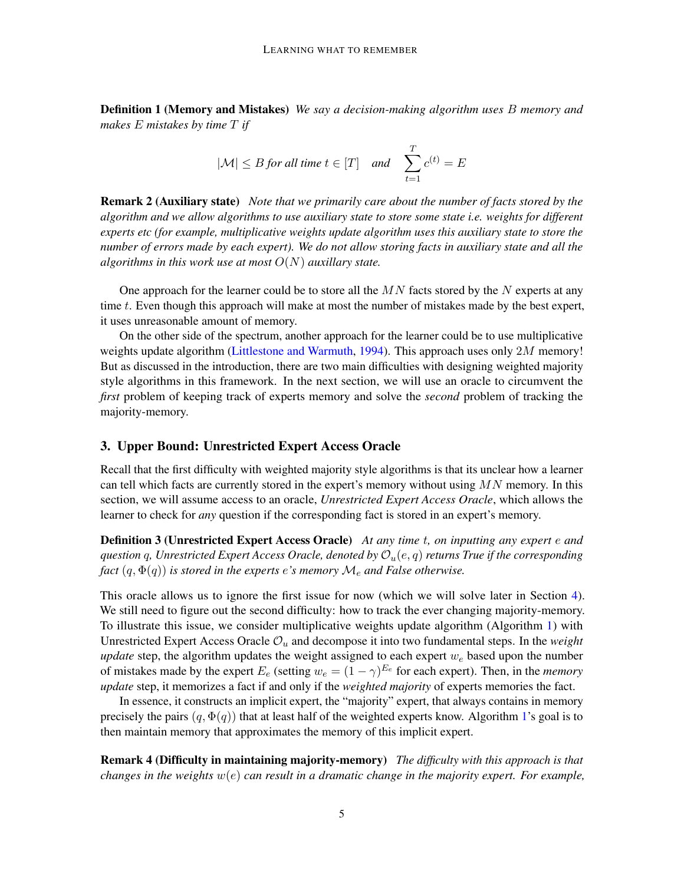**Definition 1 (Memory and Mistakes)** *We say a decision-making algorithm uses $B$ memory and makes $E$ mistakes by time $T$ if*

$$|\mathcal{M}| \leq B \text{ for all time } t \in [T] \quad \text{and} \quad \sum_{t=1}^{T} c^{(t)} = E$$

**Remark 2 (Auxiliary state)** *Note that we primarily care about the number of facts stored by the algorithm and we allow algorithms to use auxiliary state to store some state i.e. weights for different experts etc (for example, multiplicative weights update algorithm uses this auxiliary state to store the number of errors made by each expert). We do not allow storing facts in auxiliary state and all the algorithms in this work use at most $O(N)$ auxillary state.*

One approach for the learner could be to store all the $MN$ facts stored by the $N$ experts at any time $t$. Even though this approach will make at most the number of mistakes made by the best expert, it uses unreasonable amount of memory.

On the other side of the spectrum, another approach for the learner could be to use multiplicative weights update algorithm (Littlestone and Warmuth, 1994). This approach uses only $2M$ memory! But as discussed in the introduction, there are two main difficulties with designing weighted majority style algorithms in this framework. In the next section, we will use an oracle to circumvent the *first* problem of keeping track of experts memory and solve the *second* problem of tracking the majority-memory.

## 3. Upper Bound: Unrestricted Expert Access Oracle

Recall that the first difficulty with weighted majority style algorithms is that its unclear how a learner can tell which facts are currently stored in the expert's memory without using $MN$ memory. In this section, we will assume access to an oracle, *Unrestricted Expert Access Oracle*, which allows the learner to check for *any* question if the corresponding fact is stored in an expert's memory.

**Definition 3 (Unrestricted Expert Access Oracle)** *At any time $t$, on inputting any expert $e$ and question $q$, Unrestricted Expert Access Oracle, denoted by $\mathcal{O}_u(e, q)$ returns True if the corresponding fact $(q, \Phi(q))$ is stored in the experts $e$'s memory $\mathcal{M}_e$ and False otherwise.*

This oracle allows us to ignore the first issue for now (which we will solve later in Section 4). We still need to figure out the second difficulty: how to track the ever changing majority-memory. To illustrate this issue, we consider multiplicative weights update algorithm (Algorithm 1) with Unrestricted Expert Access Oracle $\mathcal{O}_u$ and decompose it into two fundamental steps. In the *weight update* step, the algorithm updates the weight assigned to each expert $w_e$ based upon the number of mistakes made by the expert $E_e$ (setting $w_e = (1 - \gamma)^{E_e}$ for each expert). Then, in the *memory update* step, it memorizes a fact if and only if the *weighted majority* of experts memories the fact.

In essence, it constructs an implicit expert, the "majority" expert, that always contains in memory precisely the pairs $(q, \Phi(q))$ that at least half of the weighted experts know. Algorithm 1's goal is to then maintain memory that approximates the memory of this implicit expert.

**Remark 4 (Difficulty in maintaining majority-memory)** *The difficulty with this approach is that changes in the weights $w(e)$ can result in a dramatic change in the majority expert. For example,*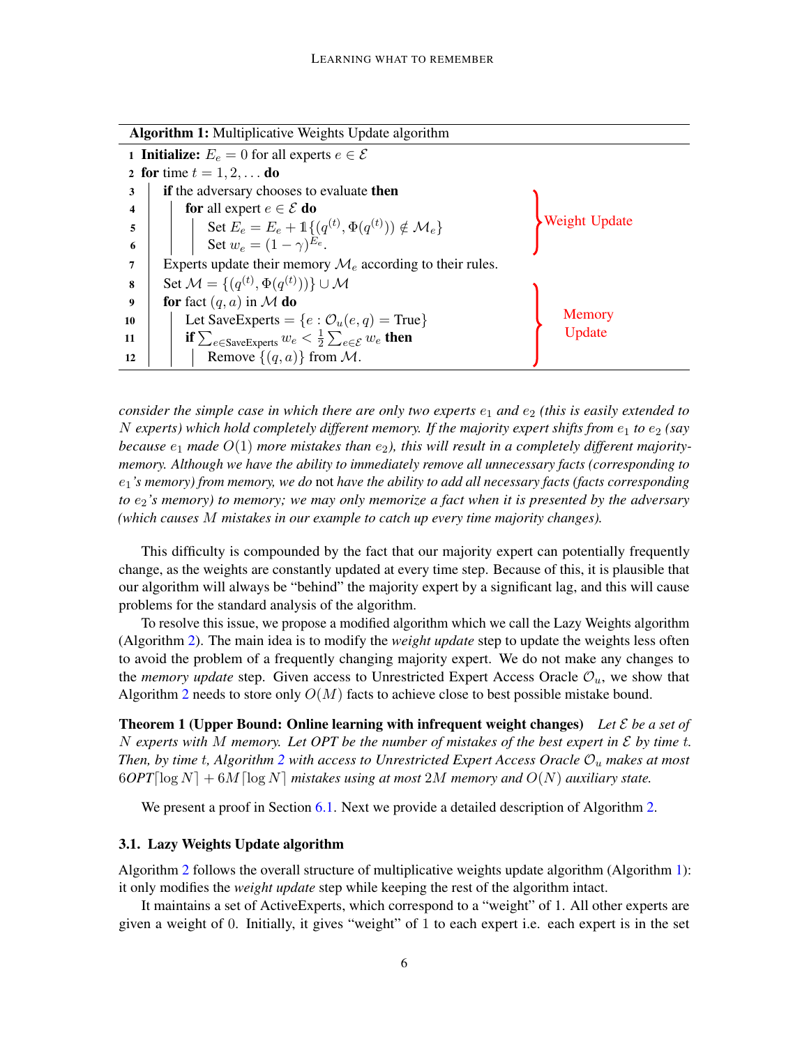**Algorithm 1:** Multiplicative Weights Update algorithm

```
1  Initialize: E_e = 0 for all experts e ∈ 𝓔
2  for time t = 1, 2, ... do
3      if the adversary chooses to evaluate then                              ⎫
4          for all expert e ∈ 𝓔 do                                            ⎬ Weight Update
5              Set E_e = E_e + 𝟙{(q^(t), Φ(q^(t))) ∉ 𝓜_e}                      ⎪
6              Set w_e = (1 − γ)^(E_e).                                        ⎭
7      Experts update their memory 𝓜_e according to their rules.
8      Set 𝓜 = {(q^(t), Φ(q^(t)))} ∪ 𝓜                                         ⎫
9      for fact (q, a) in 𝓜 do                                                 ⎪
10         Let SaveExperts = {e : 𝒪_u(e, q) = True}                            ⎬ Memory Update
11         if Σ_{e∈SaveExperts} w_e < (1/2) Σ_{e∈𝓔} w_e then                   ⎪
12             Remove {(q, a)} from 𝓜.                                         ⎭
```

*consider the simple case in which there are only two experts $e_1$ and $e_2$ (this is easily extended to $N$ experts) which hold completely different memory. If the majority expert shifts from $e_1$ to $e_2$ (say because $e_1$ made $O(1)$ more mistakes than $e_2$), this will result in a completely different majority-memory. Although we have the ability to immediately remove all unnecessary facts (corresponding to $e_1$'s memory) from memory, we do* not *have the ability to add all necessary facts (facts corresponding to $e_2$'s memory) to memory; we may only memorize a fact when it is presented by the adversary (which causes $M$ mistakes in our example to catch up every time majority changes).*

This difficulty is compounded by the fact that our majority expert can potentially frequently change, as the weights are constantly updated at every time step. Because of this, it is plausible that our algorithm will always be "behind" the majority expert by a significant lag, and this will cause problems for the standard analysis of the algorithm.

To resolve this issue, we propose a modified algorithm which we call the Lazy Weights algorithm (Algorithm 2). The main idea is to modify the *weight update* step to update the weights less often to avoid the problem of a frequently changing majority expert. We do not make any changes to the *memory update* step. Given access to Unrestricted Expert Access Oracle $\mathcal{O}_u$, we show that Algorithm 2 needs to store only $O(M)$ facts to achieve close to best possible mistake bound.

**Theorem 1 (Upper Bound: Online learning with infrequent weight changes)** *Let $\mathcal{E}$ be a set of $N$ experts with $M$ memory. Let OPT be the number of mistakes of the best expert in $\mathcal{E}$ by time $t$. Then, by time $t$, Algorithm 2 with access to Unrestricted Expert Access Oracle $\mathcal{O}_u$ makes at most $6OPT\lceil \log N \rceil + 6M\lceil \log N \rceil$ mistakes using at most $2M$ memory and $O(N)$ auxiliary state.*

We present a proof in Section 6.1. Next we provide a detailed description of Algorithm 2.

### 3.1. Lazy Weights Update algorithm

Algorithm 2 follows the overall structure of multiplicative weights update algorithm (Algorithm 1): it only modifies the *weight update* step while keeping the rest of the algorithm intact.

It maintains a set of ActiveExperts, which correspond to a "weight" of 1. All other experts are given a weight of 0. Initially, it gives "weight" of 1 to each expert i.e. each expert is in the set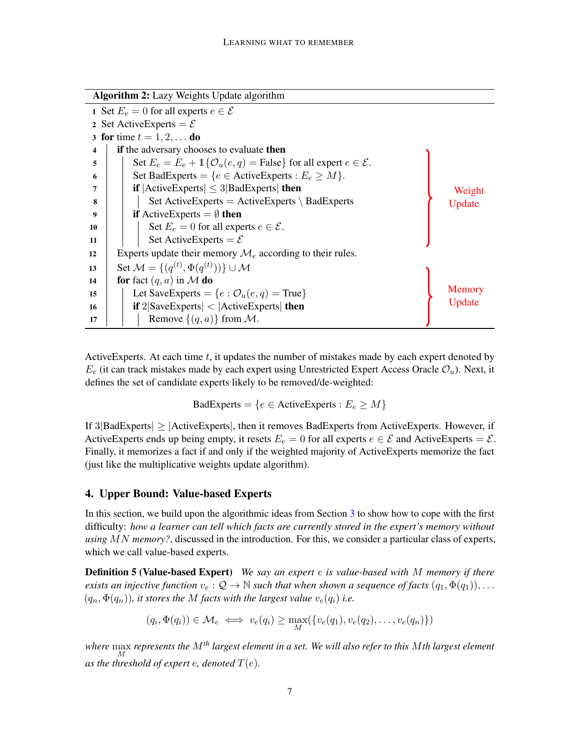**Algorithm 2:** Lazy Weights Update algorithm

```
1  Set E_e = 0 for all experts e ∈ 𝓔
2  Set ActiveExperts = 𝓔
3  for time t = 1, 2, ... do
4      if the adversary chooses to evaluate then                                   ⎫
5          Set E_e = E_e + 𝟙{𝒪_u(e, q) = False} for all expert e ∈ 𝓔.             ⎪
6          Set BadExperts = {e ∈ ActiveExperts : E_e ≥ M}.                         ⎪
7          if |ActiveExperts| ≤ 3|BadExperts| then                                  ⎬ Weight Update
8              Set ActiveExperts = ActiveExperts \ BadExperts                      ⎪
9          if ActiveExperts = ∅ then                                                ⎪
10             Set E_e = 0 for all experts e ∈ 𝓔.                                  ⎪
11             Set ActiveExperts = 𝓔                                                ⎭
12     Experts update their memory 𝓜_e according to their rules.
13     Set 𝓜 = {(q^(t), Φ(q^(t)))} ∪ 𝓜                                             ⎫
14     for fact (q, a) in 𝓜 do                                                     ⎪
15         Let SaveExperts = {e : 𝒪_u(e, q) = True}                                ⎬ Memory Update
16         if 2|SaveExperts| < |ActiveExperts| then                                ⎪
17             Remove {(q, a)} from 𝓜.                                             ⎭
```

ActiveExperts. At each time $t$, it updates the number of mistakes made by each expert denoted by $E_e$ (it can track mistakes made by each expert using Unrestricted Expert Access Oracle $\mathcal{O}_u$). Next, it defines the set of candidate experts likely to be removed/de-weighted:

$$\text{BadExperts} = \{e \in \text{ActiveExperts} : E_e \geq M\}$$

If $3|\text{BadExperts}| \geq |\text{ActiveExperts}|$, then it removes BadExperts from ActiveExperts. However, if ActiveExperts ends up being empty, it resets $E_e = 0$ for all experts $e \in \mathcal{E}$ and ActiveExperts $= \mathcal{E}$. Finally, it memorizes a fact if and only if the weighted majority of ActiveExperts memorize the fact (just like the multiplicative weights update algorithm).

## 4. Upper Bound: Value-based Experts

In this section, we build upon the algorithmic ideas from Section 3 to show how to cope with the first difficulty: *how a learner can tell which facts are currently stored in the expert's memory without using $MN$ memory?*, discussed in the introduction. For this, we consider a particular class of experts, which we call value-based experts.

**Definition 5 (Value-based Expert)** *We say an expert $e$ is value-based with $M$ memory if there exists an injective function $v_e : \mathcal{Q} \to \mathbb{N}$ such that when shown a sequence of facts $(q_1, \Phi(q_1)), \ldots (q_n, \Phi(q_n))$, it stores the $M$ facts with the largest value $v_e(q_i)$ i.e.*

$$(q_i, \Phi(q_i)) \in \mathcal{M}_e \iff v_e(q_i) \geq \max_M(\{v_e(q_1), v_e(q_2), \ldots, v_e(q_n)\})$$

*where $\max_M$ represents the $M^{th}$ largest element in a set. We will also refer to this $M$th largest element as the threshold of expert $e$, denoted $T(e)$.*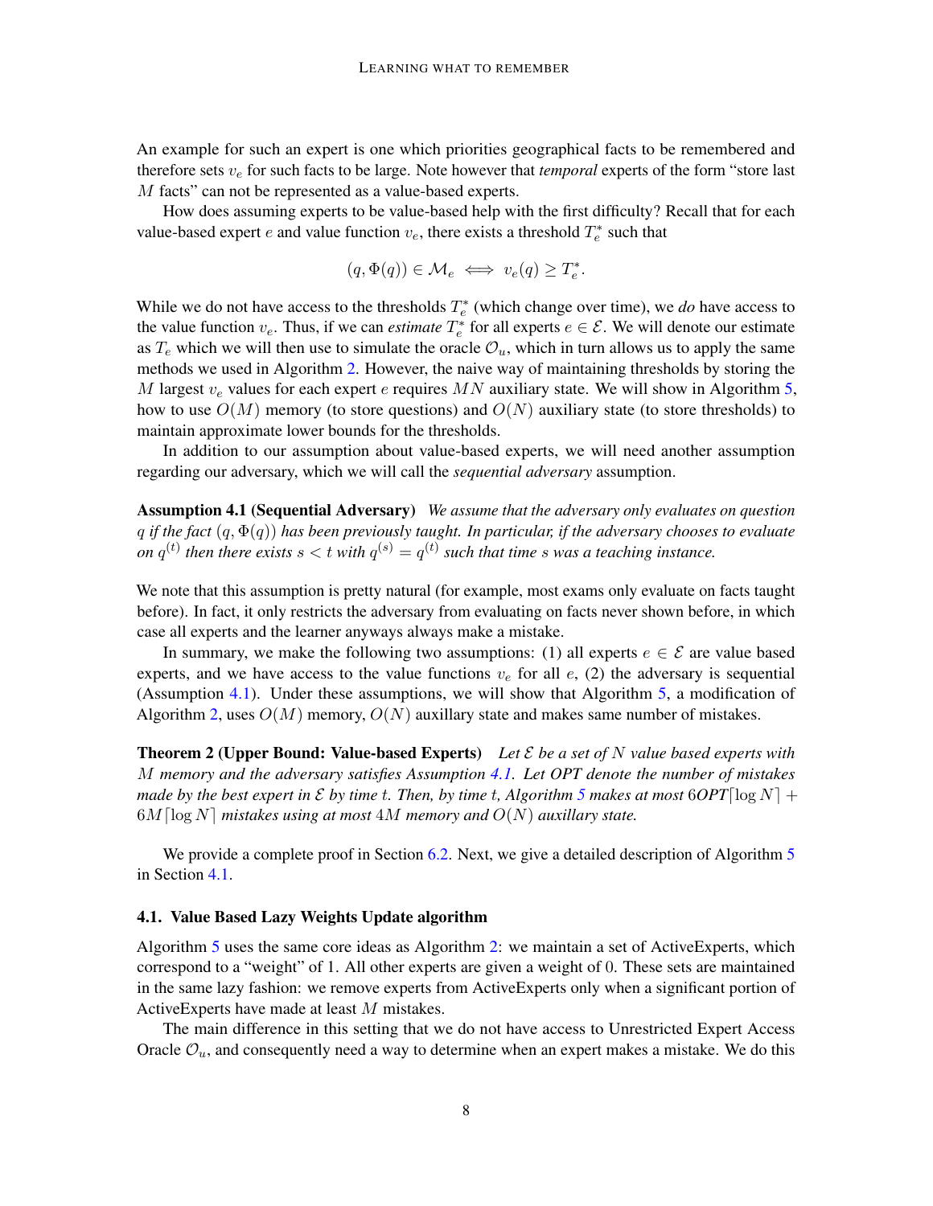An example for such an expert is one which priorities geographical facts to be remembered and therefore sets $v_e$ for such facts to be large. Note however that *temporal* experts of the form "store last $M$ facts" can not be represented as a value-based experts.

How does assuming experts to be value-based help with the first difficulty? Recall that for each value-based expert $e$ and value function $v_e$, there exists a threshold $T_e^*$ such that

$$(q, \Phi(q)) \in \mathcal{M}_e \iff v_e(q) \geq T_e^*.$$

While we do not have access to the thresholds $T_e^*$ (which change over time), we *do* have access to the value function $v_e$. Thus, if we can *estimate* $T_e^*$ for all experts $e \in \mathcal{E}$. We will denote our estimate as $T_e$ which we will then use to simulate the oracle $\mathcal{O}_u$, which in turn allows us to apply the same methods we used in Algorithm 2. However, the naive way of maintaining thresholds by storing the $M$ largest $v_e$ values for each expert $e$ requires $MN$ auxiliary state. We will show in Algorithm 5, how to use $O(M)$ memory (to store questions) and $O(N)$ auxiliary state (to store thresholds) to maintain approximate lower bounds for the thresholds.

In addition to our assumption about value-based experts, we will need another assumption regarding our adversary, which we will call the *sequential adversary* assumption.

**Assumption 4.1 (Sequential Adversary)** *We assume that the adversary only evaluates on question $q$ if the fact $(q, \Phi(q))$ has been previously taught. In particular, if the adversary chooses to evaluate on $q^{(t)}$ then there exists $s < t$ with $q^{(s)} = q^{(t)}$ such that time $s$ was a teaching instance.*

We note that this assumption is pretty natural (for example, most exams only evaluate on facts taught before). In fact, it only restricts the adversary from evaluating on facts never shown before, in which case all experts and the learner anyways always make a mistake.

In summary, we make the following two assumptions: (1) all experts $e \in \mathcal{E}$ are value based experts, and we have access to the value functions $v_e$ for all $e$, (2) the adversary is sequential (Assumption 4.1). Under these assumptions, we will show that Algorithm 5, a modification of Algorithm 2, uses $O(M)$ memory, $O(N)$ auxillary state and makes same number of mistakes.

**Theorem 2 (Upper Bound: Value-based Experts)** *Let $\mathcal{E}$ be a set of $N$ value based experts with $M$ memory and the adversary satisfies Assumption 4.1. Let OPT denote the number of mistakes made by the best expert in $\mathcal{E}$ by time $t$. Then, by time $t$, Algorithm 5 makes at most $6OPT\lceil \log N \rceil + 6M\lceil \log N \rceil$ mistakes using at most $4M$ memory and $O(N)$ auxillary state.*

We provide a complete proof in Section 6.2. Next, we give a detailed description of Algorithm 5 in Section 4.1.

### 4.1. Value Based Lazy Weights Update algorithm

Algorithm 5 uses the same core ideas as Algorithm 2: we maintain a set of ActiveExperts, which correspond to a "weight" of 1. All other experts are given a weight of 0. These sets are maintained in the same lazy fashion: we remove experts from ActiveExperts only when a significant portion of ActiveExperts have made at least $M$ mistakes.

The main difference in this setting that we do not have access to Unrestricted Expert Access Oracle $\mathcal{O}_u$, and consequently need a way to determine when an expert makes a mistake. We do this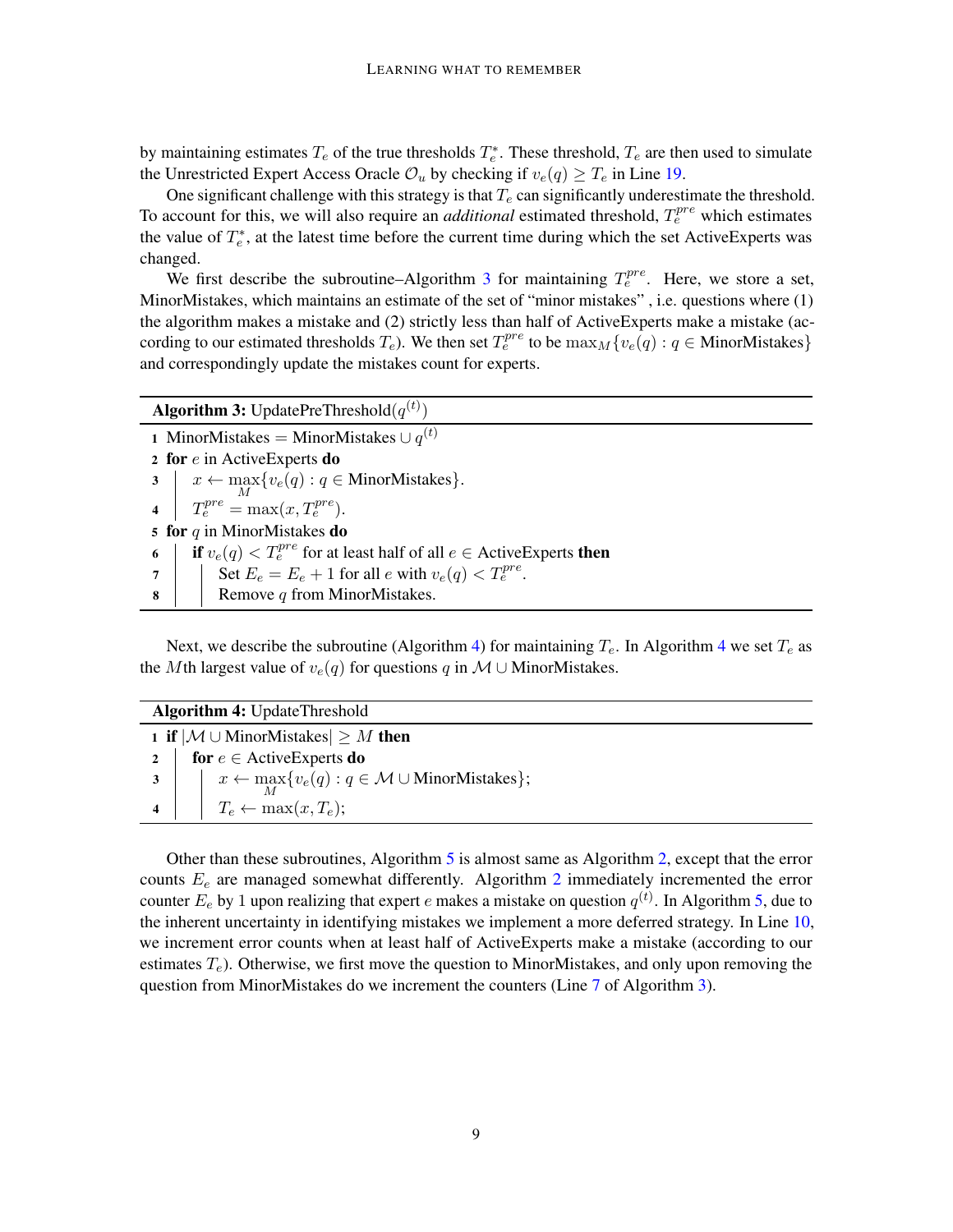by maintaining estimates $T_e$ of the true thresholds $T_e^*$. These threshold, $T_e$ are then used to simulate the Unrestricted Expert Access Oracle $\mathcal{O}_u$ by checking if $v_e(q) \geq T_e$ in Line 19.

One significant challenge with this strategy is that $T_e$ can significantly underestimate the threshold. To account for this, we will also require an *additional* estimated threshold, $T_e^{pre}$ which estimates the value of $T_e^*$, at the latest time before the current time during which the set ActiveExperts was changed.

We first describe the subroutine–Algorithm 3 for maintaining $T_e^{pre}$. Here, we store a set, MinorMistakes, which maintains an estimate of the set of "minor mistakes" , i.e. questions where (1) the algorithm makes a mistake and (2) strictly less than half of ActiveExperts make a mistake (according to our estimated thresholds $T_e$). We then set $T_e^{pre}$ to be $\max_M\{v_e(q) : q \in \text{MinorMistakes}\}$ and correspondingly update the mistakes count for experts.

---

**Algorithm 3:** UpdatePreThreshold($q^{(t)}$)

```
1  MinorMistakes = MinorMistakes ∪ q^(t)
2  for e in ActiveExperts do
3  |   x ← max_M{v_e(q) : q ∈ MinorMistakes}.
4  |   T_e^pre = max(x, T_e^pre).
5  for q in MinorMistakes do
6  |   if v_e(q) < T_e^pre for at least half of all e ∈ ActiveExperts then
7  |   |   Set E_e = E_e + 1 for all e with v_e(q) < T_e^pre.
8  |   |   Remove q from MinorMistakes.
```

---

Next, we describe the subroutine (Algorithm 4) for maintaining $T_e$. In Algorithm 4 we set $T_e$ as the $M$th largest value of $v_e(q)$ for questions $q$ in $\mathcal{M} \cup \text{MinorMistakes}$.

---

**Algorithm 4:** UpdateThreshold

```
1  if |M ∪ MinorMistakes| ≥ M then
2  |   for e ∈ ActiveExperts do
3  |   |   x ← max_M{v_e(q) : q ∈ M ∪ MinorMistakes};
4  |   |   T_e ← max(x, T_e);
```

---

Other than these subroutines, Algorithm 5 is almost same as Algorithm 2, except that the error counts $E_e$ are managed somewhat differently. Algorithm 2 immediately incremented the error counter $E_e$ by 1 upon realizing that expert $e$ makes a mistake on question $q^{(t)}$. In Algorithm 5, due to the inherent uncertainty in identifying mistakes we implement a more deferred strategy. In Line 10, we increment error counts when at least half of ActiveExperts make a mistake (according to our estimates $T_e$). Otherwise, we first move the question to MinorMistakes, and only upon removing the question from MinorMistakes do we increment the counters (Line 7 of Algorithm 3).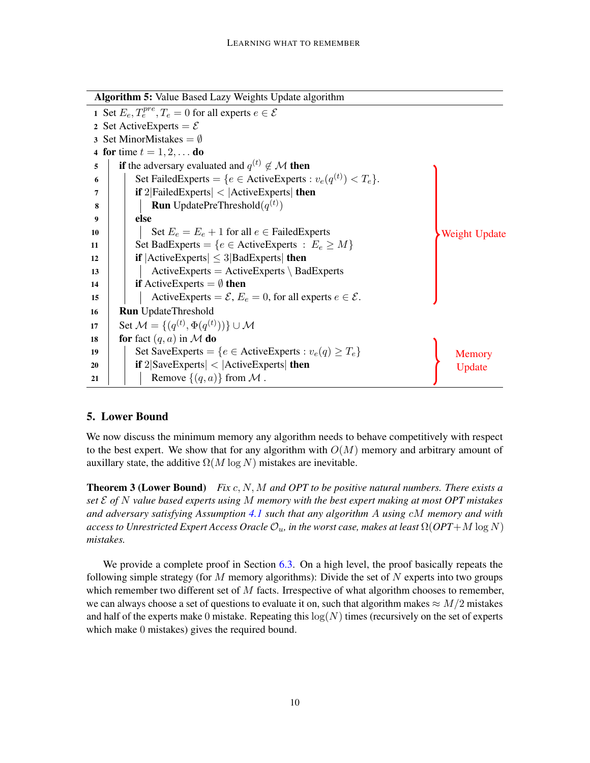**Algorithm 5:** Value Based Lazy Weights Update algorithm

```
1  Set E_e, T_e^pre, T_e = 0 for all experts e ∈ 𝓔
2  Set ActiveExperts = 𝓔
3  Set MinorMistakes = ∅
4  for time t = 1, 2, ... do
5      if the adversary evaluated and q^(t) ∉ 𝓜 then                                  ⎫
6          Set FailedExperts = {e ∈ ActiveExperts : v_e(q^(t)) < T_e}.                ⎪
7          if 2|FailedExperts| < |ActiveExperts| then                                  ⎪
8              Run UpdatePreThreshold(q^(t))                                           ⎪
9          else                                                                        ⎪
10             Set E_e = E_e + 1 for all e ∈ FailedExperts                             ⎬ Weight Update
11         Set BadExperts = {e ∈ ActiveExperts : E_e ≥ M}                              ⎪
12         if |ActiveExperts| ≤ 3|BadExperts| then                                     ⎪
13             ActiveExperts = ActiveExperts \ BadExperts                              ⎪
14         if ActiveExperts = ∅ then                                                   ⎪
15             ActiveExperts = 𝓔, E_e = 0, for all experts e ∈ 𝓔.                     ⎭
16     Run UpdateThreshold
17     Set 𝓜 = {(q^(t), Φ(q^(t)))} ∪ 𝓜
18     for fact (q, a) in 𝓜 do                                                         ⎫
19         Set SaveExperts = {e ∈ ActiveExperts : v_e(q) ≥ T_e}                        ⎬ Memory
20         if 2|SaveExperts| < |ActiveExperts| then                                    ⎪ Update
21             Remove {(q, a)} from 𝓜 .                                               ⎭
```

## 5. Lower Bound

We now discuss the minimum memory any algorithm needs to behave competitively with respect to the best expert. We show that for any algorithm with $O(M)$ memory and arbitrary amount of auxillary state, the additive $\Omega(M \log N)$ mistakes are inevitable.

**Theorem 3 (Lower Bound)** *Fix $c, N, M$ and OPT to be positive natural numbers. There exists a set $\mathcal{E}$ of $N$ value based experts using $M$ memory with the best expert making at most OPT mistakes and adversary satisfying Assumption 4.1 such that any algorithm $A$ using $cM$ memory and with access to Unrestricted Expert Access Oracle $\mathcal{O}_u$, in the worst case, makes at least $\Omega(OPT + M \log N)$ mistakes.*

We provide a complete proof in Section 6.3. On a high level, the proof basically repeats the following simple strategy (for $M$ memory algorithms): Divide the set of $N$ experts into two groups which remember two different set of $M$ facts. Irrespective of what algorithm chooses to remember, we can always choose a set of questions to evaluate it on, such that algorithm makes $\approx M/2$ mistakes and half of the experts make 0 mistake. Repeating this $\log(N)$ times (recursively on the set of experts which make 0 mistakes) gives the required bound.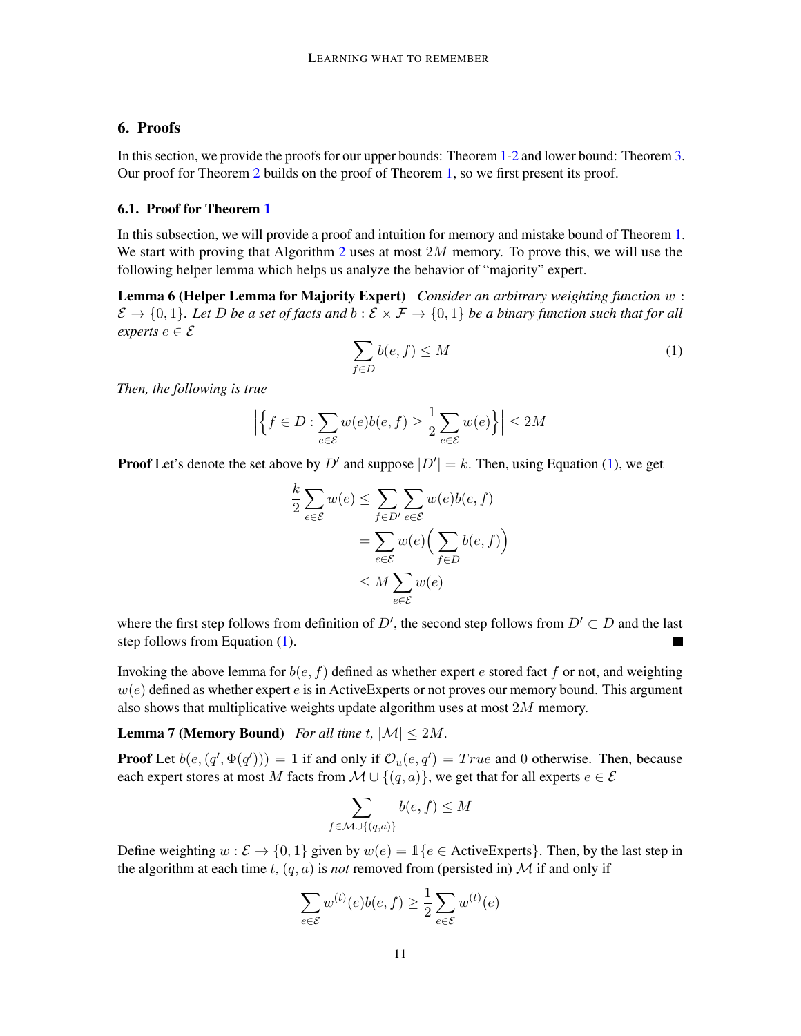## 6. Proofs

In this section, we provide the proofs for our upper bounds: Theorem 1-2 and lower bound: Theorem 3. Our proof for Theorem 2 builds on the proof of Theorem 1, so we first present its proof.

### 6.1. Proof for Theorem 1

In this subsection, we will provide a proof and intuition for memory and mistake bound of Theorem 1. We start with proving that Algorithm 2 uses at most $2M$ memory. To prove this, we will use the following helper lemma which helps us analyze the behavior of "majority" expert.

**Lemma 6 (Helper Lemma for Majority Expert)** *Consider an arbitrary weighting function $w : \mathcal{E} \to \{0, 1\}$. Let $D$ be a set of facts and $b : \mathcal{E} \times \mathcal{F} \to \{0, 1\}$ be a binary function such that for all experts $e \in \mathcal{E}$*

$$\sum_{f \in D} b(e, f) \leq M \tag{1}$$

*Then, the following is true*

$$\left| \left\{ f \in D : \sum_{e \in \mathcal{E}} w(e) b(e, f) \geq \frac{1}{2} \sum_{e \in \mathcal{E}} w(e) \right\} \right| \leq 2M$$

**Proof** Let's denote the set above by $D'$ and suppose $|D'| = k$. Then, using Equation (1), we get

$$\begin{aligned}
\frac{k}{2} \sum_{e \in \mathcal{E}} w(e) &\leq \sum_{f \in D'} \sum_{e \in \mathcal{E}} w(e) b(e, f) \\
&= \sum_{e \in \mathcal{E}} w(e) \Big( \sum_{f \in D} b(e, f) \Big) \\
&\leq M \sum_{e \in \mathcal{E}} w(e)
\end{aligned}$$

where the first step follows from definition of $D'$, the second step follows from $D' \subset D$ and the last step follows from Equation (1). ∎

Invoking the above lemma for $b(e, f)$ defined as whether expert $e$ stored fact $f$ or not, and weighting $w(e)$ defined as whether expert $e$ is in ActiveExperts or not proves our memory bound. This argument also shows that multiplicative weights update algorithm uses at most $2M$ memory.

**Lemma 7 (Memory Bound)** *For all time $t$, $|\mathcal{M}| \leq 2M$.*

**Proof** Let $b(e, (q', \Phi(q'))) = 1$ if and only if $\mathcal{O}_u(e, q') = True$ and $0$ otherwise. Then, because each expert stores at most $M$ facts from $\mathcal{M} \cup \{(q, a)\}$, we get that for all experts $e \in \mathcal{E}$

$$\sum_{f \in \mathcal{M} \cup \{(q, a)\}} b(e, f) \leq M$$

Define weighting $w : \mathcal{E} \to \{0, 1\}$ given by $w(e) = \mathbb{1}\{e \in \text{ActiveExperts}\}$. Then, by the last step in the algorithm at each time $t$, $(q, a)$ is *not* removed from (persisted in) $\mathcal{M}$ if and only if

$$\sum_{e \in \mathcal{E}} w^{(t)}(e) b(e, f) \geq \frac{1}{2} \sum_{e \in \mathcal{E}} w^{(t)}(e)$$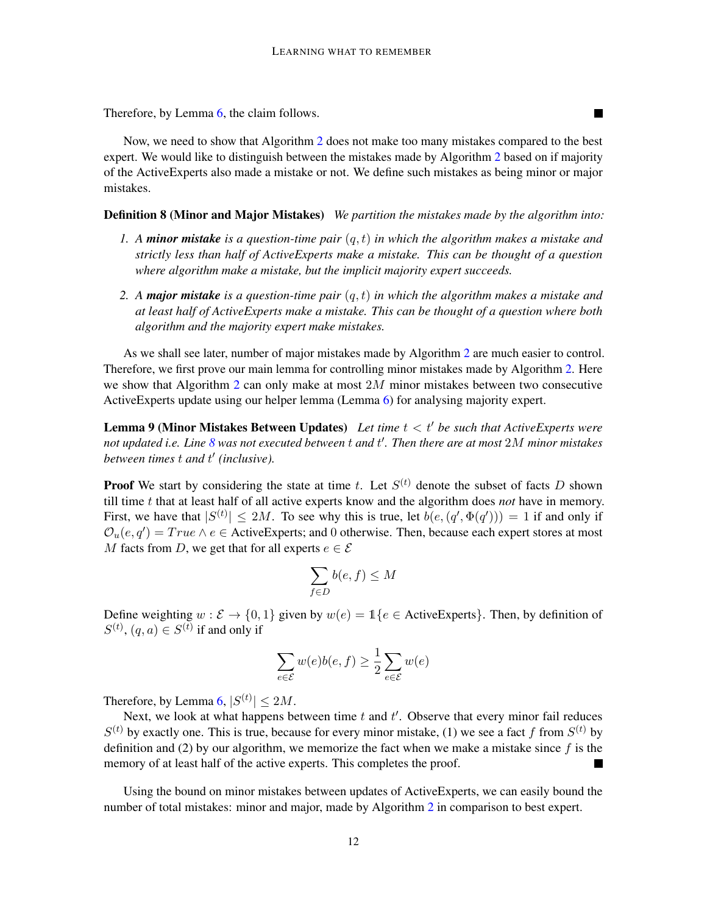Therefore, by Lemma 6, the claim follows. ■

Now, we need to show that Algorithm 2 does not make too many mistakes compared to the best expert. We would like to distinguish between the mistakes made by Algorithm 2 based on if majority of the ActiveExperts also made a mistake or not. We define such mistakes as being minor or major mistakes.

**Definition 8 (Minor and Major Mistakes)** *We partition the mistakes made by the algorithm into:*

1. *A **minor mistake** is a question-time pair $(q, t)$ in which the algorithm makes a mistake and strictly less than half of ActiveExperts make a mistake. This can be thought of a question where algorithm make a mistake, but the implicit majority expert succeeds.*
2. *A **major mistake** is a question-time pair $(q, t)$ in which the algorithm makes a mistake and at least half of ActiveExperts make a mistake. This can be thought of a question where both algorithm and the majority expert make mistakes.*

As we shall see later, number of major mistakes made by Algorithm 2 are much easier to control. Therefore, we first prove our main lemma for controlling minor mistakes made by Algorithm 2. Here we show that Algorithm 2 can only make at most $2M$ minor mistakes between two consecutive ActiveExperts update using our helper lemma (Lemma 6) for analysing majority expert.

**Lemma 9 (Minor Mistakes Between Updates)** *Let time $t < t'$ be such that ActiveExperts were not updated i.e. Line 8 was not executed between $t$ and $t'$. Then there are at most $2M$ minor mistakes between times $t$ and $t'$ (inclusive).*

**Proof** We start by considering the state at time $t$. Let $S^{(t)}$ denote the subset of facts $D$ shown till time $t$ that at least half of all active experts know and the algorithm does *not* have in memory. First, we have that $|S^{(t)}| \leq 2M$. To see why this is true, let $b(e, (q', \Phi(q'))) = 1$ if and only if $\mathcal{O}_u(e, q') = True \wedge e \in$ ActiveExperts; and 0 otherwise. Then, because each expert stores at most $M$ facts from $D$, we get that for all experts $e \in \mathcal{E}$

$$\sum_{f \in D} b(e, f) \leq M$$

Define weighting $w : \mathcal{E} \to \{0, 1\}$ given by $w(e) = \mathbb{1}\{e \in \text{ActiveExperts}\}$. Then, by definition of $S^{(t)}$, $(q, a) \in S^{(t)}$ if and only if

$$\sum_{e \in \mathcal{E}} w(e) b(e, f) \geq \frac{1}{2} \sum_{e \in \mathcal{E}} w(e)$$

Therefore, by Lemma 6, $|S^{(t)}| \leq 2M$.

Next, we look at what happens between time $t$ and $t'$. Observe that every minor fail reduces $S^{(t)}$ by exactly one. This is true, because for every minor mistake, (1) we see a fact $f$ from $S^{(t)}$ by definition and (2) by our algorithm, we memorize the fact when we make a mistake since $f$ is the memory of at least half of the active experts. This completes the proof. ■

Using the bound on minor mistakes between updates of ActiveExperts, we can easily bound the number of total mistakes: minor and major, made by Algorithm 2 in comparison to best expert.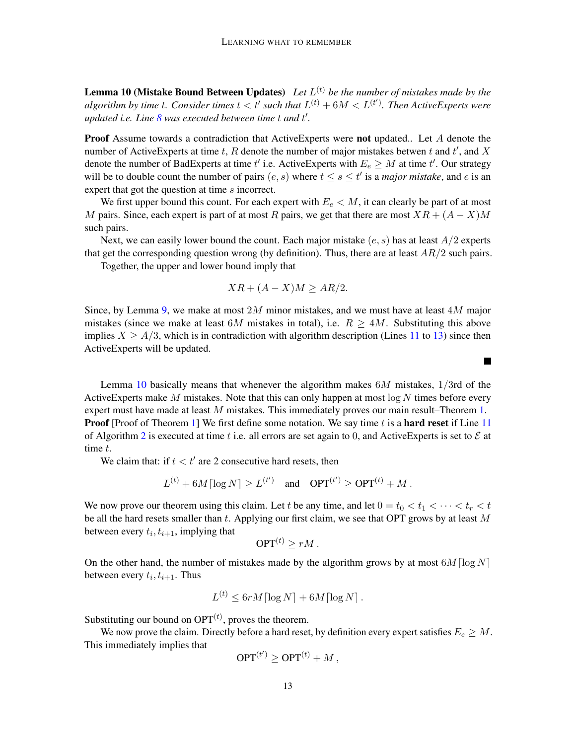**Lemma 10 (Mistake Bound Between Updates)** *Let $L^{(t)}$ be the number of mistakes made by the algorithm by time $t$. Consider times $t < t'$ such that $L^{(t)} + 6M < L^{(t')}$. Then ActiveExperts were updated i.e. Line 8 was executed between time $t$ and $t'$.*

**Proof** Assume towards a contradiction that ActiveExperts were **not** updated.. Let $A$ denote the number of ActiveExperts at time $t$, $R$ denote the number of major mistakes betwen $t$ and $t'$, and $X$ denote the number of BadExperts at time $t'$ i.e. ActiveExperts with $E_e \geq M$ at time $t'$. Our strategy will be to double count the number of pairs $(e, s)$ where $t \leq s \leq t'$ is a *major mistake*, and $e$ is an expert that got the question at time $s$ incorrect.

We first upper bound this count. For each expert with $E_e < M$, it can clearly be part of at most $M$ pairs. Since, each expert is part of at most $R$ pairs, we get that there are most $XR + (A - X)M$ such pairs.

Next, we can easily lower bound the count. Each major mistake $(e, s)$ has at least $A/2$ experts that get the corresponding question wrong (by definition). Thus, there are at least $AR/2$ such pairs.

Together, the upper and lower bound imply that

$$XR + (A - X)M \geq AR/2.$$

Since, by Lemma 9, we make at most $2M$ minor mistakes, and we must have at least $4M$ major mistakes (since we make at least $6M$ mistakes in total), i.e. $R \geq 4M$. Substituting this above implies $X \geq A/3$, which is in contradiction with algorithm description (Lines 11 to 13) since then ActiveExperts will be updated. ∎

Lemma 10 basically means that whenever the algorithm makes $6M$ mistakes, 1/3rd of the ActiveExperts make $M$ mistakes. Note that this can only happen at most $\log N$ times before every expert must have made at least $M$ mistakes. This immediately proves our main result–Theorem 1.

**Proof** [Proof of Theorem 1] We first define some notation. We say time $t$ is a **hard reset** if Line 11 of Algorithm 2 is executed at time $t$ i.e. all errors are set again to 0, and ActiveExperts is set to $\mathcal{E}$ at time $t$.

We claim that: if $t < t'$ are 2 consecutive hard resets, then

$$L^{(t)} + 6M\lceil \log N \rceil \geq L^{(t')} \quad \text{and} \quad \text{OPT}^{(t')} \geq \text{OPT}^{(t)} + M\,.$$

We now prove our theorem using this claim. Let $t$ be any time, and let $0 = t_0 < t_1 < \cdots < t_r < t$ be all the hard resets smaller than $t$. Applying our first claim, we see that OPT grows by at least $M$ between every $t_i, t_{i+1}$, implying that

$$\text{OPT}^{(t)} \geq rM\,.$$

On the other hand, the number of mistakes made by the algorithm grows by at most $6M\lceil \log N \rceil$ between every $t_i, t_{i+1}$. Thus

$$L^{(t)} \leq 6rM\lceil \log N \rceil + 6M\lceil \log N \rceil\,.$$

Substituting our bound on $\text{OPT}^{(t)}$, proves the theorem.

We now prove the claim. Directly before a hard reset, by definition every expert satisfies $E_e \geq M$. This immediately implies that

$$\text{OPT}^{(t')} \geq \text{OPT}^{(t)} + M\,,$$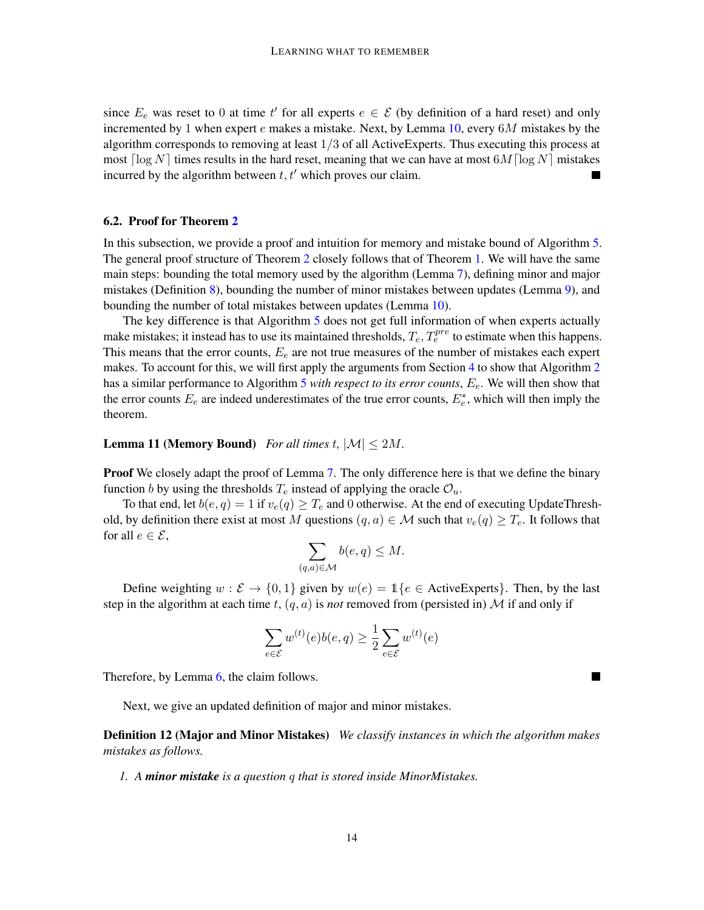since $E_e$ was reset to 0 at time $t'$ for all experts $e \in \mathcal{E}$ (by definition of a hard reset) and only incremented by 1 when expert $e$ makes a mistake. Next, by Lemma 10, every $6M$ mistakes by the algorithm corresponds to removing at least $1/3$ of all ActiveExperts. Thus executing this process at most $\lceil \log N \rceil$ times results in the hard reset, meaning that we can have at most $6M\lceil \log N \rceil$ mistakes incurred by the algorithm between $t, t'$ which proves our claim. ■

### 6.2. Proof for Theorem 2

In this subsection, we provide a proof and intuition for memory and mistake bound of Algorithm 5. The general proof structure of Theorem 2 closely follows that of Theorem 1. We will have the same main steps: bounding the total memory used by the algorithm (Lemma 7), defining minor and major mistakes (Definition 8), bounding the number of minor mistakes between updates (Lemma 9), and bounding the number of total mistakes between updates (Lemma 10).

The key difference is that Algorithm 5 does not get full information of when experts actually make mistakes; it instead has to use its maintained thresholds, $T_e, T_e^{pre}$ to estimate when this happens. This means that the error counts, $E_e$ are not true measures of the number of mistakes each expert makes. To account for this, we will first apply the arguments from Section 4 to show that Algorithm 2 has a similar performance to Algorithm 5 *with respect to its error counts*, $E_e$. We will then show that the error counts $E_e$ are indeed underestimates of the true error counts, $E_e^*$, which will then imply the theorem.

**Lemma 11 (Memory Bound)** *For all times $t$, $|\mathcal{M}| \leq 2M$.*

**Proof** We closely adapt the proof of Lemma 7. The only difference here is that we define the binary function $b$ by using the thresholds $T_e$ instead of applying the oracle $\mathcal{O}_u$.

To that end, let $b(e, q) = 1$ if $v_e(q) \geq T_e$ and 0 otherwise. At the end of executing UpdateThreshold, by definition there exist at most $M$ questions $(q, a) \in \mathcal{M}$ such that $v_e(q) \geq T_e$. It follows that for all $e \in \mathcal{E}$,

$$\sum_{(q,a)\in\mathcal{M}} b(e, q) \leq M.$$

Define weighting $w : \mathcal{E} \to \{0, 1\}$ given by $w(e) = \mathbb{1}\{e \in \text{ActiveExperts}\}$. Then, by the last step in the algorithm at each time $t$, $(q, a)$ is *not* removed from (persisted in) $\mathcal{M}$ if and only if

$$\sum_{e\in\mathcal{E}} w^{(t)}(e) b(e, q) \geq \frac{1}{2} \sum_{e\in\mathcal{E}} w^{(t)}(e)$$

Therefore, by Lemma 6, the claim follows. ■

Next, we give an updated definition of major and minor mistakes.

**Definition 12 (Major and Minor Mistakes)** *We classify instances in which the algorithm makes mistakes as follows.*

1. *A **minor mistake** is a question $q$ that is stored inside MinorMistakes.*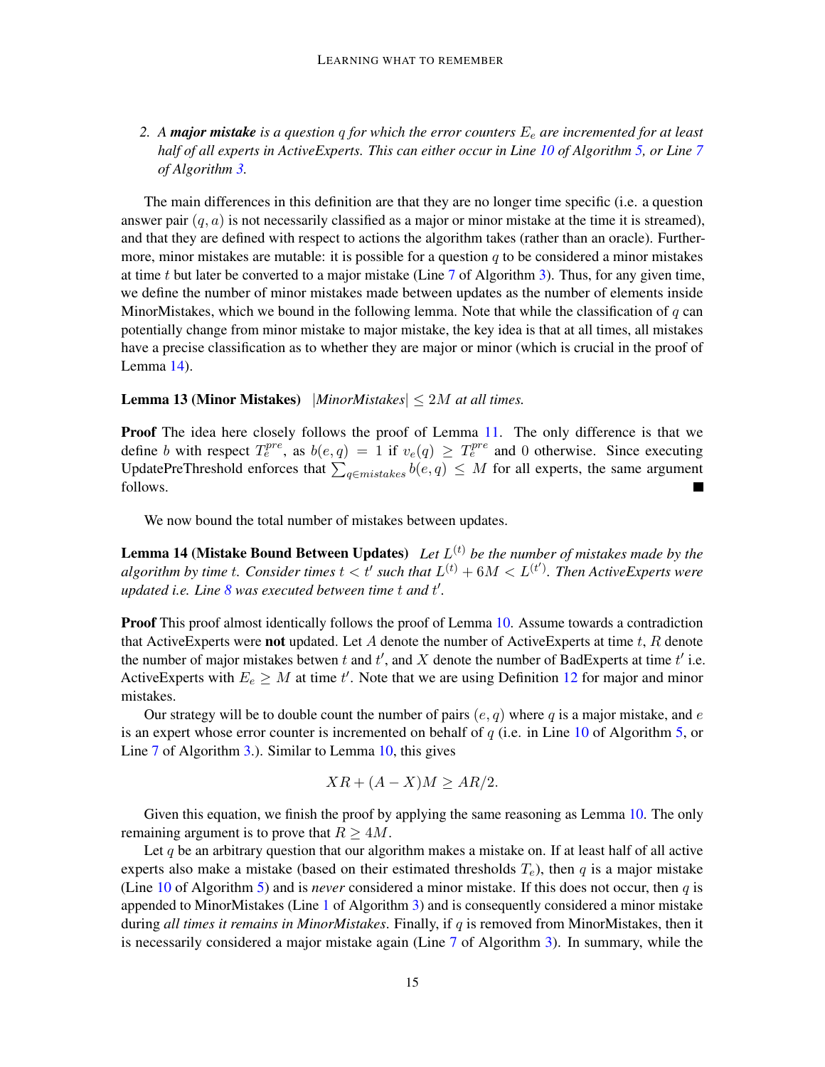2. *A **major mistake** is a question $q$ for which the error counters $E_e$ are incremented for at least half of all experts in ActiveExperts. This can either occur in Line 10 of Algorithm 5, or Line 7 of Algorithm 3.*

The main differences in this definition are that they are no longer time specific (i.e. a question answer pair $(q, a)$ is not necessarily classified as a major or minor mistake at the time it is streamed), and that they are defined with respect to actions the algorithm takes (rather than an oracle). Furthermore, minor mistakes are mutable: it is possible for a question $q$ to be considered a minor mistakes at time $t$ but later be converted to a major mistake (Line 7 of Algorithm 3). Thus, for any given time, we define the number of minor mistakes made between updates as the number of elements inside MinorMistakes, which we bound in the following lemma. Note that while the classification of $q$ can potentially change from minor mistake to major mistake, the key idea is that at all times, all mistakes have a precise classification as to whether they are major or minor (which is crucial in the proof of Lemma 14).

**Lemma 13 (Minor Mistakes)** *$|MinorMistakes| \leq 2M$ at all times.*

**Proof** The idea here closely follows the proof of Lemma 11. The only difference is that we define $b$ with respect $T_e^{pre}$, as $b(e, q) = 1$ if $v_e(q) \geq T_e^{pre}$ and 0 otherwise. Since executing UpdatePreThreshold enforces that $\sum_{q \in mistakes} b(e, q) \leq M$ for all experts, the same argument follows. ■

We now bound the total number of mistakes between updates.

**Lemma 14 (Mistake Bound Between Updates)** *Let $L^{(t)}$ be the number of mistakes made by the algorithm by time $t$. Consider times $t < t'$ such that $L^{(t)} + 6M < L^{(t')}$. Then ActiveExperts were updated i.e. Line 8 was executed between time $t$ and $t'$.*

**Proof** This proof almost identically follows the proof of Lemma 10. Assume towards a contradiction that ActiveExperts were **not** updated. Let $A$ denote the number of ActiveExperts at time $t$, $R$ denote the number of major mistakes betwen $t$ and $t'$, and $X$ denote the number of BadExperts at time $t'$ i.e. ActiveExperts with $E_e \geq M$ at time $t'$. Note that we are using Definition 12 for major and minor mistakes.

Our strategy will be to double count the number of pairs $(e, q)$ where $q$ is a major mistake, and $e$ is an expert whose error counter is incremented on behalf of $q$ (i.e. in Line 10 of Algorithm 5, or Line 7 of Algorithm 3.). Similar to Lemma 10, this gives

$$XR + (A - X)M \geq AR/2.$$

Given this equation, we finish the proof by applying the same reasoning as Lemma 10. The only remaining argument is to prove that $R \geq 4M$.

Let $q$ be an arbitrary question that our algorithm makes a mistake on. If at least half of all active experts also make a mistake (based on their estimated thresholds $T_e$), then $q$ is a major mistake (Line 10 of Algorithm 5) and is *never* considered a minor mistake. If this does not occur, then $q$ is appended to MinorMistakes (Line 1 of Algorithm 3) and is consequently considered a minor mistake during *all times it remains in MinorMistakes*. Finally, if $q$ is removed from MinorMistakes, then it is necessarily considered a major mistake again (Line 7 of Algorithm 3). In summary, while the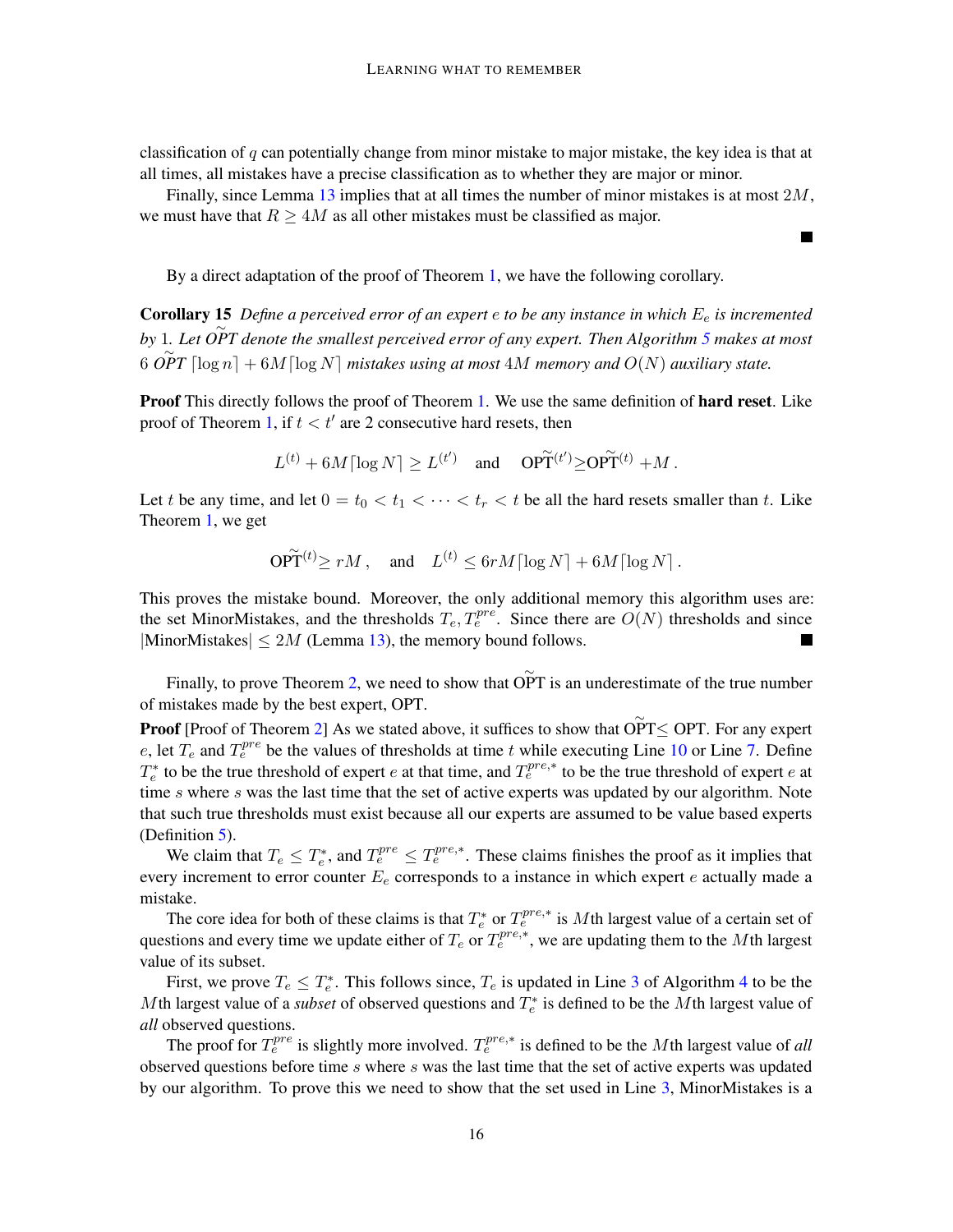classification of $q$ can potentially change from minor mistake to major mistake, the key idea is that at all times, all mistakes have a precise classification as to whether they are major or minor.

Finally, since Lemma 13 implies that at all times the number of minor mistakes is at most $2M$, we must have that $R \geq 4M$ as all other mistakes must be classified as major. ■

By a direct adaptation of the proof of Theorem 1, we have the following corollary.

**Corollary 15** *Define a perceived error of an expert $e$ to be any instance in which $E_e$ is incremented by 1. Let $\widetilde{OPT}$ denote the smallest perceived error of any expert. Then Algorithm 5 makes at most $6\ \widetilde{OPT}\ \lceil \log n \rceil + 6M \lceil \log N \rceil$ mistakes using at most $4M$ memory and $O(N)$ auxiliary state.*

**Proof** This directly follows the proof of Theorem 1. We use the same definition of **hard reset**. Like proof of Theorem 1, if $t < t'$ are 2 consecutive hard resets, then

$$L^{(t)} + 6M\lceil \log N \rceil \geq L^{(t')} \quad \text{and} \quad \widetilde{\text{OPT}}^{(t')} \geq \widetilde{\text{OPT}}^{(t)} + M\,.$$

Let $t$ be any time, and let $0 = t_0 < t_1 < \cdots < t_r < t$ be all the hard resets smaller than $t$. Like Theorem 1, we get

$$\widetilde{\text{OPT}}^{(t)} \geq rM\,, \quad \text{and} \quad L^{(t)} \leq 6rM\lceil \log N \rceil + 6M\lceil \log N \rceil\,.$$

This proves the mistake bound. Moreover, the only additional memory this algorithm uses are: the set MinorMistakes, and the thresholds $T_e, T_e^{pre}$. Since there are $O(N)$ thresholds and since $|\text{MinorMistakes}| \leq 2M$ (Lemma 13), the memory bound follows. ■

Finally, to prove Theorem 2, we need to show that $\widetilde{\text{OPT}}$ is an underestimate of the true number of mistakes made by the best expert, OPT.

**Proof** [Proof of Theorem 2] As we stated above, it suffices to show that $\widetilde{\text{OPT}} \leq$ OPT. For any expert $e$, let $T_e$ and $T_e^{pre}$ be the values of thresholds at time $t$ while executing Line 10 or Line 7. Define $T_e^*$ to be the true threshold of expert $e$ at that time, and $T_e^{pre,*}$ to be the true threshold of expert $e$ at time $s$ where $s$ was the last time that the set of active experts was updated by our algorithm. Note that such true thresholds must exist because all our experts are assumed to be value based experts (Definition 5).

We claim that $T_e \leq T_e^*$, and $T_e^{pre} \leq T_e^{pre,*}$. These claims finishes the proof as it implies that every increment to error counter $E_e$ corresponds to a instance in which expert $e$ actually made a mistake.

The core idea for both of these claims is that $T_e^*$ or $T_e^{pre,*}$ is $M$th largest value of a certain set of questions and every time we update either of $T_e$ or $T_e^{pre,*}$, we are updating them to the $M$th largest value of its subset.

First, we prove $T_e \leq T_e^*$. This follows since, $T_e$ is updated in Line 3 of Algorithm 4 to be the $M$th largest value of a *subset* of observed questions and $T_e^*$ is defined to be the $M$th largest value of *all* observed questions.

The proof for $T_e^{pre}$ is slightly more involved. $T_e^{pre,*}$ is defined to be the $M$th largest value of *all* observed questions before time $s$ where $s$ was the last time that the set of active experts was updated by our algorithm. To prove this we need to show that the set used in Line 3, MinorMistakes is a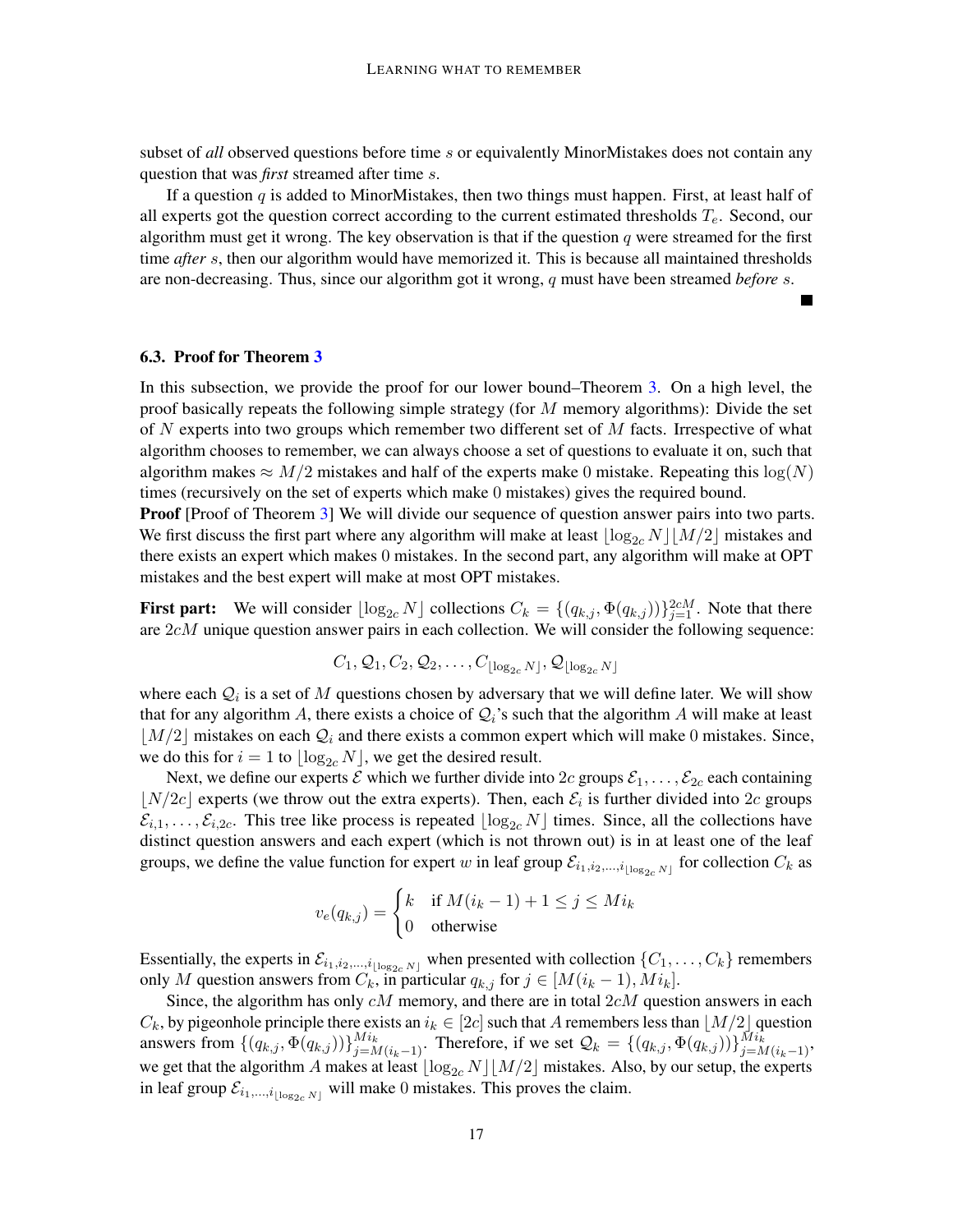subset of *all* observed questions before time $s$ or equivalently MinorMistakes does not contain any question that was *first* streamed after time $s$.

If a question $q$ is added to MinorMistakes, then two things must happen. First, at least half of all experts got the question correct according to the current estimated thresholds $T_e$. Second, our algorithm must get it wrong. The key observation is that if the question $q$ were streamed for the first time *after* $s$, then our algorithm would have memorized it. This is because all maintained thresholds are non-decreasing. Thus, since our algorithm got it wrong, $q$ must have been streamed *before* $s$. ■

### 6.3. Proof for Theorem 3

In this subsection, we provide the proof for our lower bound–Theorem 3. On a high level, the proof basically repeats the following simple strategy (for $M$ memory algorithms): Divide the set of $N$ experts into two groups which remember two different set of $M$ facts. Irrespective of what algorithm chooses to remember, we can always choose a set of questions to evaluate it on, such that algorithm makes $\approx M/2$ mistakes and half of the experts make 0 mistake. Repeating this $\log(N)$ times (recursively on the set of experts which make 0 mistakes) gives the required bound.

**Proof** [Proof of Theorem 3] We will divide our sequence of question answer pairs into two parts. We first discuss the first part where any algorithm will make at least $\lfloor \log_{2c} N \rfloor \lfloor M/2 \rfloor$ mistakes and there exists an expert which makes 0 mistakes. In the second part, any algorithm will make at OPT mistakes and the best expert will make at most OPT mistakes.

**First part:** We will consider $\lfloor \log_{2c} N \rfloor$ collections $C_k = \{(q_{k,j}, \Phi(q_{k,j}))\}_{j=1}^{2cM}$. Note that there are $2cM$ unique question answer pairs in each collection. We will consider the following sequence:

$$C_1, \mathcal{Q}_1, C_2, \mathcal{Q}_2, \ldots, C_{\lfloor \log_{2c} N \rfloor}, \mathcal{Q}_{\lfloor \log_{2c} N \rfloor}$$

where each $\mathcal{Q}_i$ is a set of $M$ questions chosen by adversary that we will define later. We will show that for any algorithm $A$, there exists a choice of $\mathcal{Q}_i$'s such that the algorithm $A$ will make at least $\lfloor M/2 \rfloor$ mistakes on each $\mathcal{Q}_i$ and there exists a common expert which will make 0 mistakes. Since, we do this for $i = 1$ to $\lfloor \log_{2c} N \rfloor$, we get the desired result.

Next, we define our experts $\mathcal{E}$ which we further divide into $2c$ groups $\mathcal{E}_1, \ldots, \mathcal{E}_{2c}$ each containing $\lfloor N/2c \rfloor$ experts (we throw out the extra experts). Then, each $\mathcal{E}_i$ is further divided into $2c$ groups $\mathcal{E}_{i,1}, \ldots, \mathcal{E}_{i,2c}$. This tree like process is repeated $\lfloor \log_{2c} N \rfloor$ times. Since, all the collections have distinct question answers and each expert (which is not thrown out) is in at least one of the leaf groups, we define the value function for expert $w$ in leaf group $\mathcal{E}_{i_1, i_2, \ldots, i_{\lfloor \log_{2c} N \rfloor}}$ for collection $C_k$ as

$$v_e(q_{k,j}) = \begin{cases} k & \text{if } M(i_k - 1) + 1 \leq j \leq Mi_k \\ 0 & \text{otherwise} \end{cases}$$

Essentially, the experts in $\mathcal{E}_{i_1, i_2, \ldots, i_{\lfloor \log_{2c} N \rfloor}}$ when presented with collection $\{C_1, \ldots, C_k\}$ remembers only $M$ question answers from $C_k$, in particular $q_{k,j}$ for $j \in [M(i_k - 1), Mi_k]$.

Since, the algorithm has only $cM$ memory, and there are in total $2cM$ question answers in each $C_k$, by pigeonhole principle there exists an $i_k \in [2c]$ such that $A$ remembers less than $\lfloor M/2 \rfloor$ question answers from $\{(q_{k,j}, \Phi(q_{k,j}))\}_{j=M(i_k-1)}^{Mi_k}$. Therefore, if we set $\mathcal{Q}_k = \{(q_{k,j}, \Phi(q_{k,j}))\}_{j=M(i_k-1)}^{Mi_k}$, we get that the algorithm $A$ makes at least $\lfloor \log_{2c} N \rfloor \lfloor M/2 \rfloor$ mistakes. Also, by our setup, the experts in leaf group $\mathcal{E}_{i_1, \ldots, i_{\lfloor \log_{2c} N \rfloor}}$ will make 0 mistakes. This proves the claim.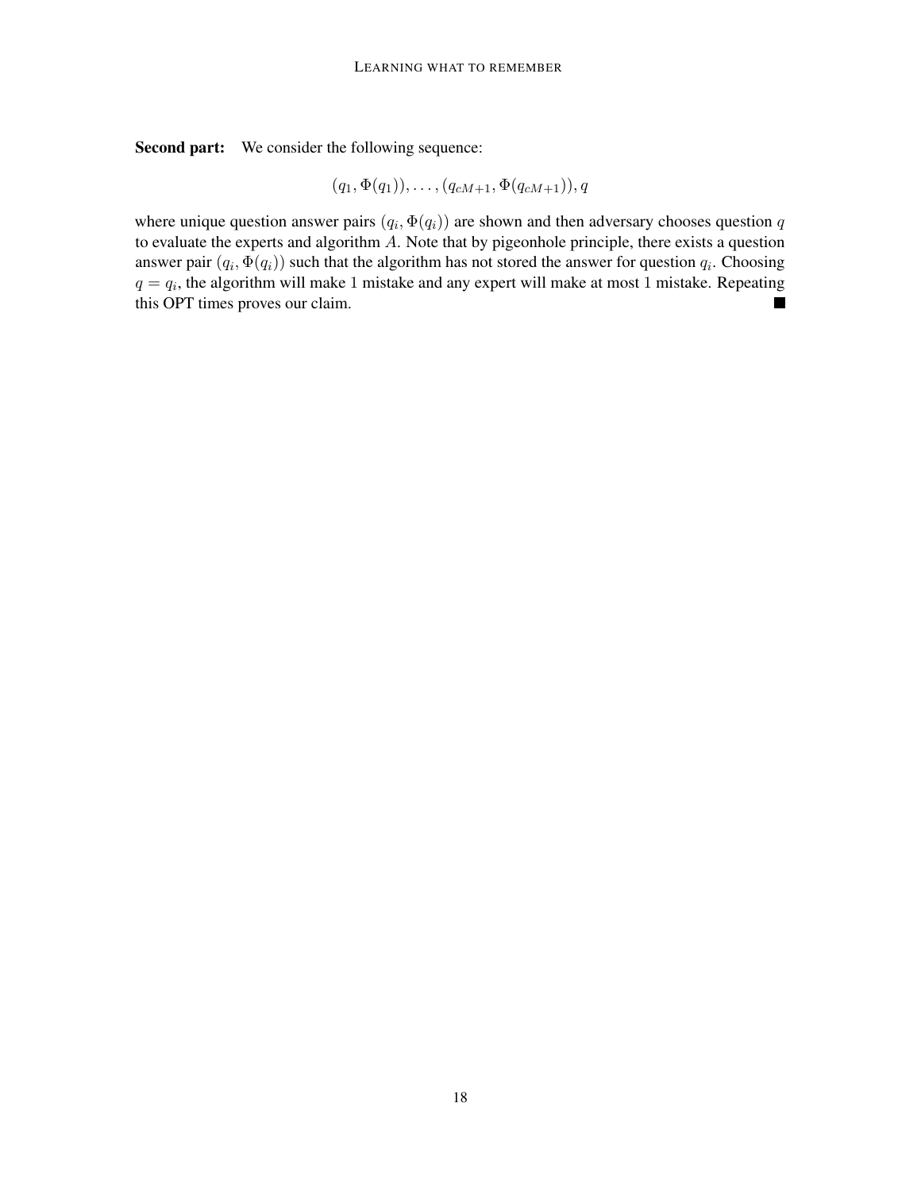**Second part:** We consider the following sequence:

$$(q_1, \Phi(q_1)), \ldots, (q_{cM+1}, \Phi(q_{cM+1})), q$$

where unique question answer pairs $(q_i, \Phi(q_i))$ are shown and then adversary chooses question $q$ to evaluate the experts and algorithm $A$. Note that by pigeonhole principle, there exists a question answer pair $(q_i, \Phi(q_i))$ such that the algorithm has not stored the answer for question $q_i$. Choosing $q = q_i$, the algorithm will make 1 mistake and any expert will make at most 1 mistake. Repeating this OPT times proves our claim. ■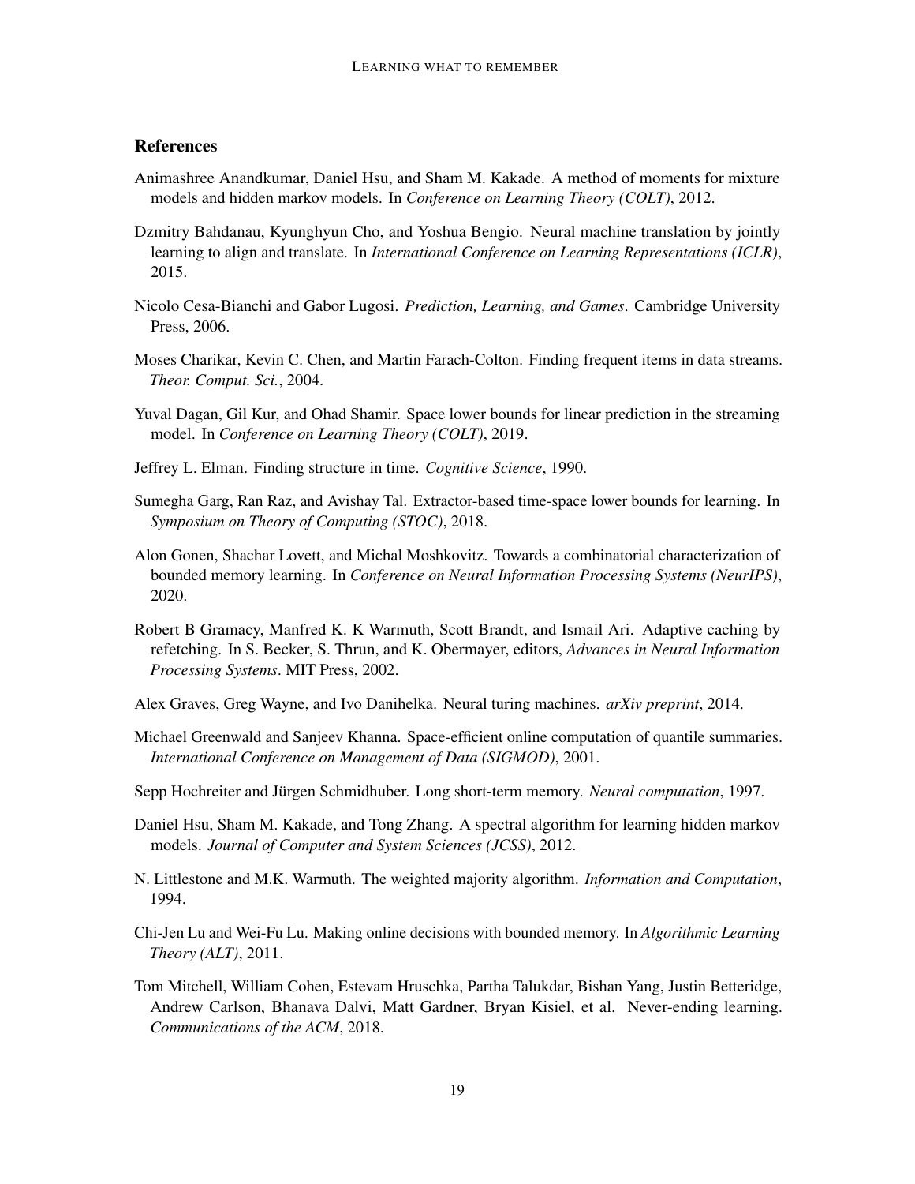## References

Animashree Anandkumar, Daniel Hsu, and Sham M. Kakade. A method of moments for mixture models and hidden markov models. In *Conference on Learning Theory (COLT)*, 2012.

Dzmitry Bahdanau, Kyunghyun Cho, and Yoshua Bengio. Neural machine translation by jointly learning to align and translate. In *International Conference on Learning Representations (ICLR)*, 2015.

Nicolo Cesa-Bianchi and Gabor Lugosi. *Prediction, Learning, and Games*. Cambridge University Press, 2006.

Moses Charikar, Kevin C. Chen, and Martin Farach-Colton. Finding frequent items in data streams. *Theor. Comput. Sci.*, 2004.

Yuval Dagan, Gil Kur, and Ohad Shamir. Space lower bounds for linear prediction in the streaming model. In *Conference on Learning Theory (COLT)*, 2019.

Jeffrey L. Elman. Finding structure in time. *Cognitive Science*, 1990.

Sumegha Garg, Ran Raz, and Avishay Tal. Extractor-based time-space lower bounds for learning. In *Symposium on Theory of Computing (STOC)*, 2018.

Alon Gonen, Shachar Lovett, and Michal Moshkovitz. Towards a combinatorial characterization of bounded memory learning. In *Conference on Neural Information Processing Systems (NeurIPS)*, 2020.

Robert B Gramacy, Manfred K. K Warmuth, Scott Brandt, and Ismail Ari. Adaptive caching by refetching. In S. Becker, S. Thrun, and K. Obermayer, editors, *Advances in Neural Information Processing Systems*. MIT Press, 2002.

Alex Graves, Greg Wayne, and Ivo Danihelka. Neural turing machines. *arXiv preprint*, 2014.

Michael Greenwald and Sanjeev Khanna. Space-efficient online computation of quantile summaries. *International Conference on Management of Data (SIGMOD)*, 2001.

Sepp Hochreiter and Jürgen Schmidhuber. Long short-term memory. *Neural computation*, 1997.

Daniel Hsu, Sham M. Kakade, and Tong Zhang. A spectral algorithm for learning hidden markov models. *Journal of Computer and System Sciences (JCSS)*, 2012.

N. Littlestone and M.K. Warmuth. The weighted majority algorithm. *Information and Computation*, 1994.

Chi-Jen Lu and Wei-Fu Lu. Making online decisions with bounded memory. In *Algorithmic Learning Theory (ALT)*, 2011.

Tom Mitchell, William Cohen, Estevam Hruschka, Partha Talukdar, Bishan Yang, Justin Betteridge, Andrew Carlson, Bhanava Dalvi, Matt Gardner, Bryan Kisiel, et al. Never-ending learning. *Communications of the ACM*, 2018.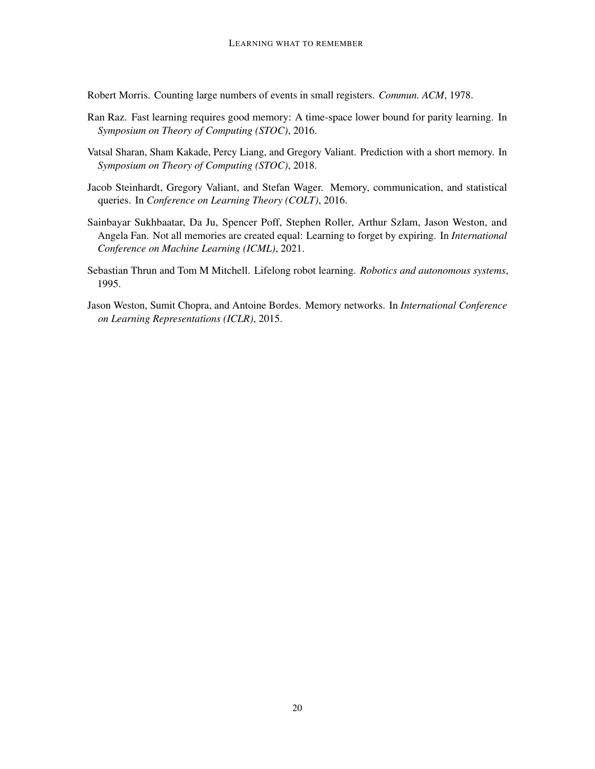Robert Morris. Counting large numbers of events in small registers. *Commun. ACM*, 1978.

Ran Raz. Fast learning requires good memory: A time-space lower bound for parity learning. In *Symposium on Theory of Computing (STOC)*, 2016.

Vatsal Sharan, Sham Kakade, Percy Liang, and Gregory Valiant. Prediction with a short memory. In *Symposium on Theory of Computing (STOC)*, 2018.

Jacob Steinhardt, Gregory Valiant, and Stefan Wager. Memory, communication, and statistical queries. In *Conference on Learning Theory (COLT)*, 2016.

Sainbayar Sukhbaatar, Da Ju, Spencer Poff, Stephen Roller, Arthur Szlam, Jason Weston, and Angela Fan. Not all memories are created equal: Learning to forget by expiring. In *International Conference on Machine Learning (ICML)*, 2021.

Sebastian Thrun and Tom M Mitchell. Lifelong robot learning. *Robotics and autonomous systems*, 1995.

Jason Weston, Sumit Chopra, and Antoine Bordes. Memory networks. In *International Conference on Learning Representations (ICLR)*, 2015.